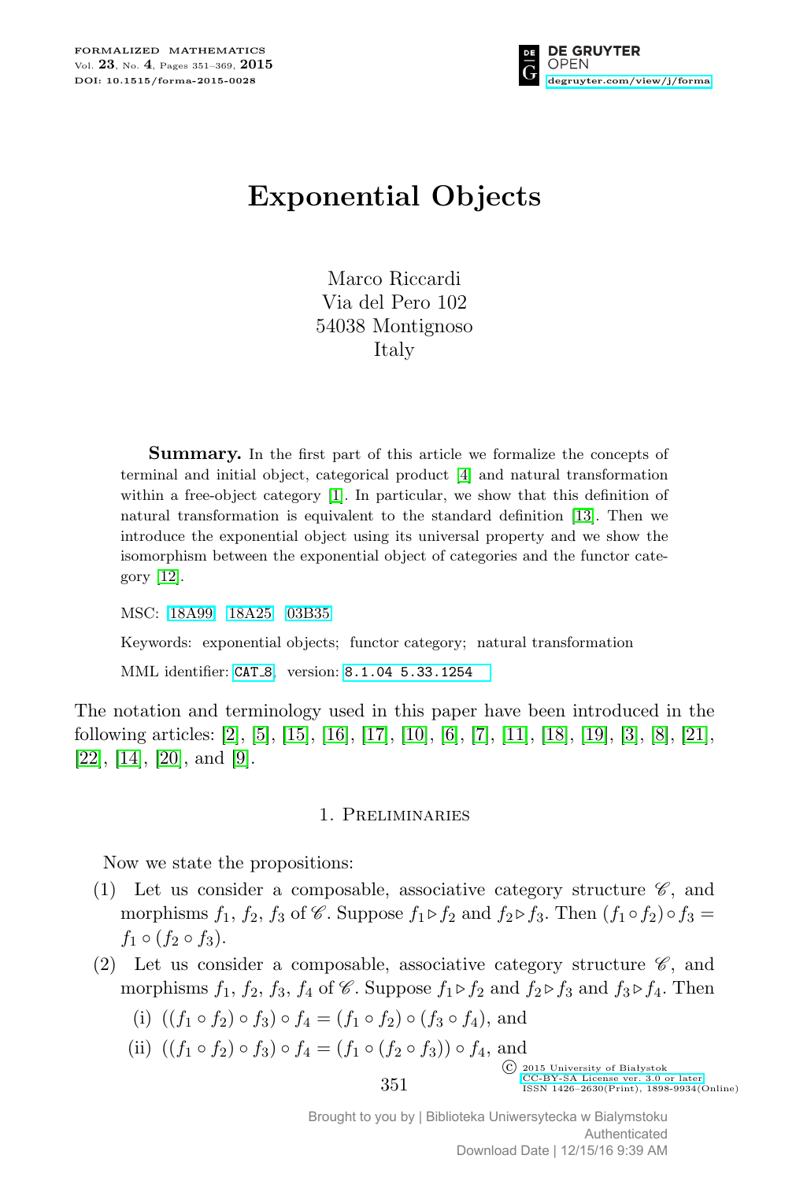# Exponential Objects

Marco Riccardi
Via del Pero 102
54038 Montignoso
Italy

**Summary.** In the first part of this article we formalize the concepts of terminal and initial object, categorical product [4] and natural transformation within a free-object category [1]. In particular, we show that this definition of natural transformation is equivalent to the standard definition [13]. Then we introduce the exponential object using its universal property and we show the isomorphism between the exponential object of categories and the functor category [12].

MSC: 18A99 18A25 03B35

Keywords: exponential objects; functor category; natural transformation

MML identifier: CAT_8, version: 8.1.04 5.33.1254

The notation and terminology used in this paper have been introduced in the following articles: [2], [5], [15], [16], [17], [10], [6], [7], [11], [18], [19], [3], [8], [21], [22], [14], [20], and [9].

## 1. Preliminaries

Now we state the propositions:

(1) Let us consider a composable, associative category structure $\mathscr{C}$, and morphisms $f_1$, $f_2$, $f_3$ of $\mathscr{C}$. Suppose $f_1 \triangleright f_2$ and $f_2 \triangleright f_3$. Then $(f_1 \circ f_2) \circ f_3 = f_1 \circ (f_2 \circ f_3)$.

(2) Let us consider a composable, associative category structure $\mathscr{C}$, and morphisms $f_1$, $f_2$, $f_3$, $f_4$ of $\mathscr{C}$. Suppose $f_1 \triangleright f_2$ and $f_2 \triangleright f_3$ and $f_3 \triangleright f_4$. Then

(i) $((f_1 \circ f_2) \circ f_3) \circ f_4 = (f_1 \circ f_2) \circ (f_3 \circ f_4)$, and

(ii) $((f_1 \circ f_2) \circ f_3) \circ f_4 = (f_1 \circ (f_2 \circ f_3)) \circ f_4$, and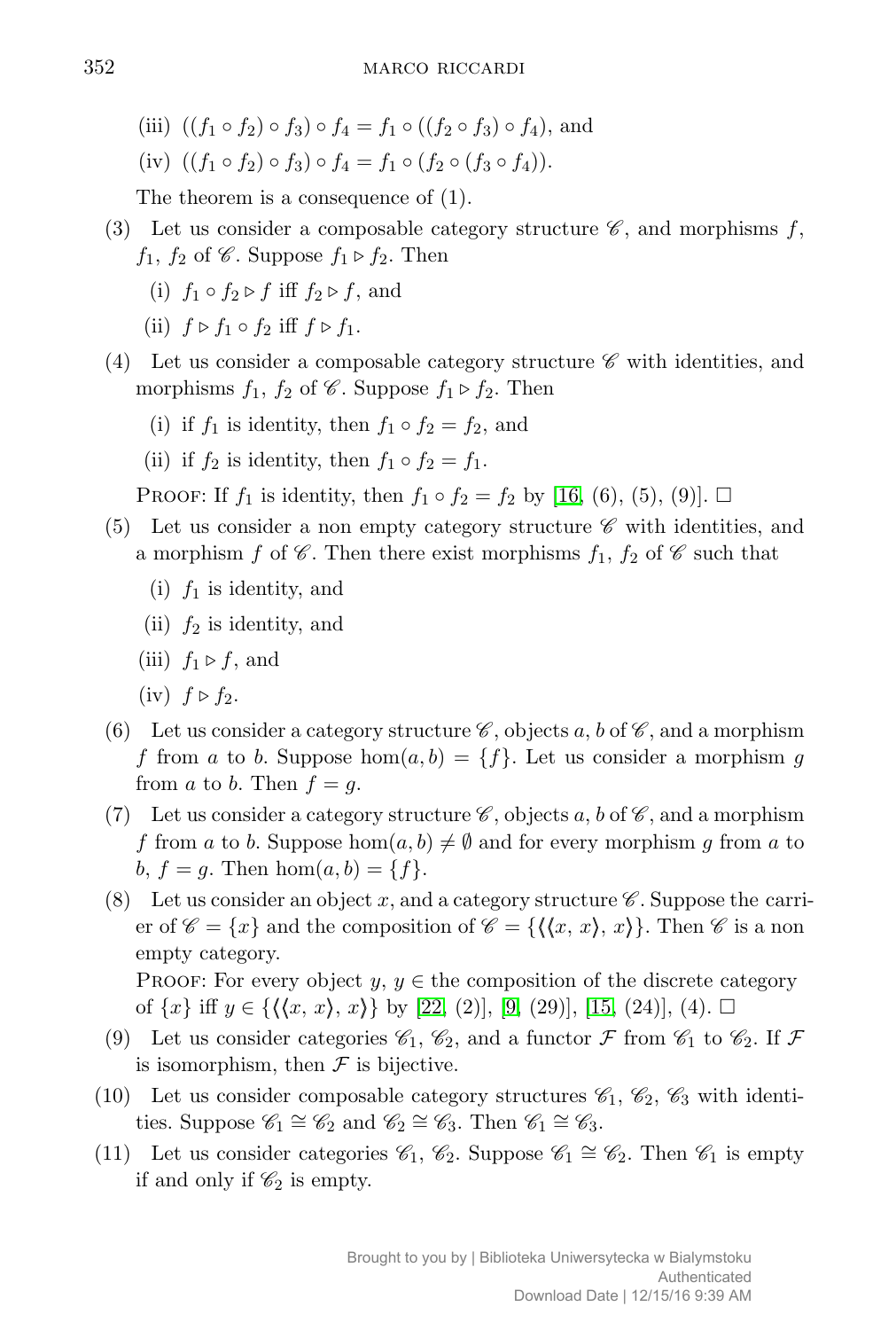(iii) $((f_1 \circ f_2) \circ f_3) \circ f_4 = f_1 \circ ((f_2 \circ f_3) \circ f_4)$, and

(iv) $((f_1 \circ f_2) \circ f_3) \circ f_4 = f_1 \circ (f_2 \circ (f_3 \circ f_4))$.

The theorem is a consequence of (1).

(3) Let us consider a composable category structure $\mathscr{C}$, and morphisms $f$, $f_1$, $f_2$ of $\mathscr{C}$. Suppose $f_1 \triangleright f_2$. Then

  (i) $f_1 \circ f_2 \triangleright f$ iff $f_2 \triangleright f$, and

  (ii) $f \triangleright f_1 \circ f_2$ iff $f \triangleright f_1$.

(4) Let us consider a composable category structure $\mathscr{C}$ with identities, and morphisms $f_1$, $f_2$ of $\mathscr{C}$. Suppose $f_1 \triangleright f_2$. Then

  (i) if $f_1$ is identity, then $f_1 \circ f_2 = f_2$, and

  (ii) if $f_2$ is identity, then $f_1 \circ f_2 = f_1$.

Proof: If $f_1$ is identity, then $f_1 \circ f_2 = f_2$ by [16, (6), (5), (9)]. □

(5) Let us consider a non empty category structure $\mathscr{C}$ with identities, and a morphism $f$ of $\mathscr{C}$. Then there exist morphisms $f_1$, $f_2$ of $\mathscr{C}$ such that

  (i) $f_1$ is identity, and

  (ii) $f_2$ is identity, and

  (iii) $f_1 \triangleright f$, and

  (iv) $f \triangleright f_2$.

(6) Let us consider a category structure $\mathscr{C}$, objects $a$, $b$ of $\mathscr{C}$, and a morphism $f$ from $a$ to $b$. Suppose $\hom(a, b) = \{f\}$. Let us consider a morphism $g$ from $a$ to $b$. Then $f = g$.

(7) Let us consider a category structure $\mathscr{C}$, objects $a$, $b$ of $\mathscr{C}$, and a morphism $f$ from $a$ to $b$. Suppose $\hom(a, b) \neq \emptyset$ and for every morphism $g$ from $a$ to $b$, $f = g$. Then $\hom(a, b) = \{f\}$.

(8) Let us consider an object $x$, and a category structure $\mathscr{C}$. Suppose the carrier of $\mathscr{C} = \{x\}$ and the composition of $\mathscr{C} = \{\langle\langle x, x\rangle, x\rangle\}$. Then $\mathscr{C}$ is a non empty category.

Proof: For every object $y$, $y \in$ the composition of the discrete category of $\{x\}$ iff $y \in \{\langle\langle x, x\rangle, x\rangle\}$ by [22, (2)], [9, (29)], [15, (24)], (4). □

(9) Let us consider categories $\mathscr{C}_1$, $\mathscr{C}_2$, and a functor $\mathcal{F}$ from $\mathscr{C}_1$ to $\mathscr{C}_2$. If $\mathcal{F}$ is isomorphism, then $\mathcal{F}$ is bijective.

(10) Let us consider composable category structures $\mathscr{C}_1$, $\mathscr{C}_2$, $\mathscr{C}_3$ with identities. Suppose $\mathscr{C}_1 \cong \mathscr{C}_2$ and $\mathscr{C}_2 \cong \mathscr{C}_3$. Then $\mathscr{C}_1 \cong \mathscr{C}_3$.

(11) Let us consider categories $\mathscr{C}_1$, $\mathscr{C}_2$. Suppose $\mathscr{C}_1 \cong \mathscr{C}_2$. Then $\mathscr{C}_1$ is empty if and only if $\mathscr{C}_2$ is empty.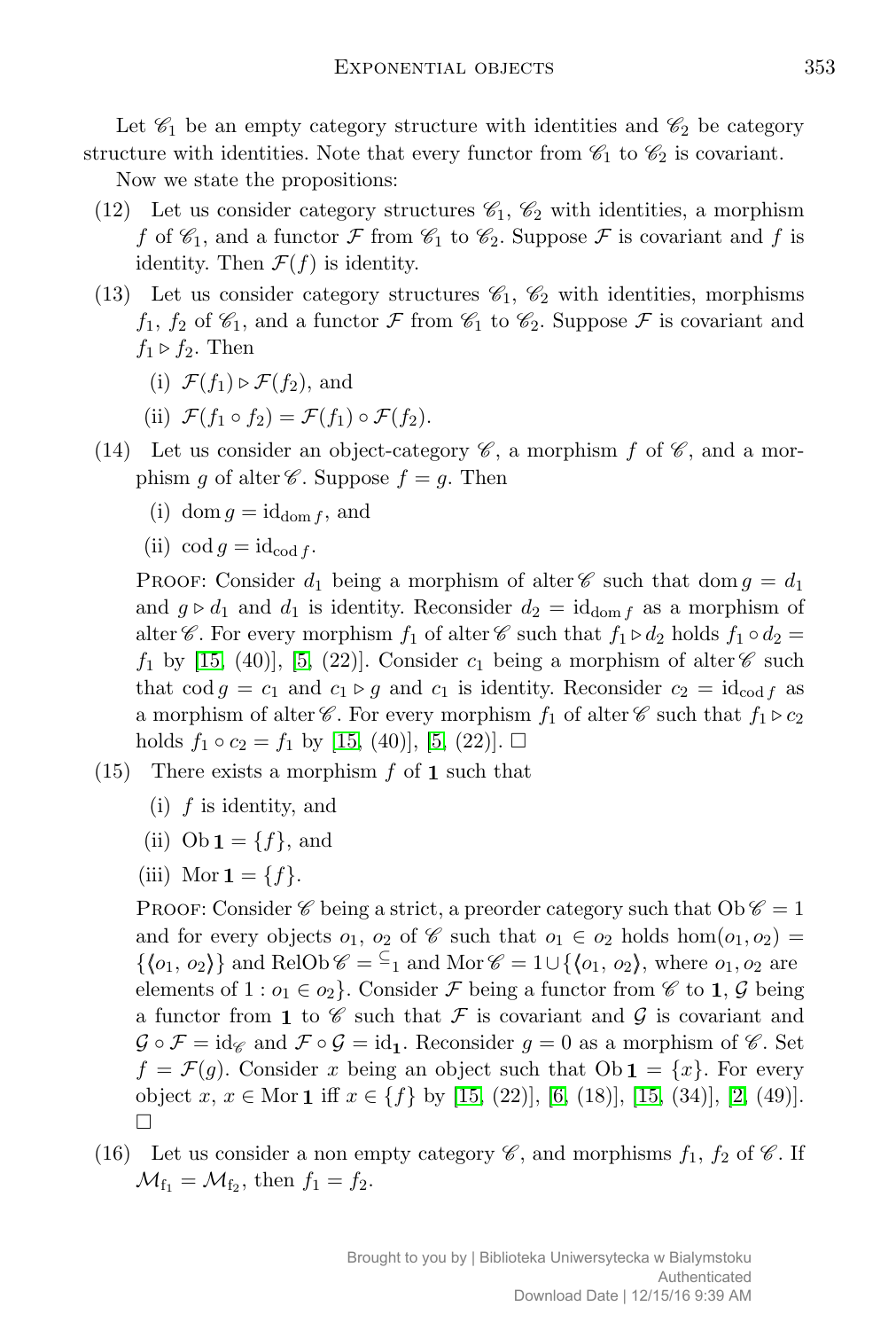Let $\mathscr{C}_1$ be an empty category structure with identities and $\mathscr{C}_2$ be category structure with identities. Note that every functor from $\mathscr{C}_1$ to $\mathscr{C}_2$ is covariant.

Now we state the propositions:

(12) Let us consider category structures $\mathscr{C}_1$, $\mathscr{C}_2$ with identities, a morphism $f$ of $\mathscr{C}_1$, and a functor $\mathcal{F}$ from $\mathscr{C}_1$ to $\mathscr{C}_2$. Suppose $\mathcal{F}$ is covariant and $f$ is identity. Then $\mathcal{F}(f)$ is identity.

(13) Let us consider category structures $\mathscr{C}_1$, $\mathscr{C}_2$ with identities, morphisms $f_1$, $f_2$ of $\mathscr{C}_1$, and a functor $\mathcal{F}$ from $\mathscr{C}_1$ to $\mathscr{C}_2$. Suppose $\mathcal{F}$ is covariant and $f_1 \triangleright f_2$. Then

(i) $\mathcal{F}(f_1) \triangleright \mathcal{F}(f_2)$, and

(ii) $\mathcal{F}(f_1 \circ f_2) = \mathcal{F}(f_1) \circ \mathcal{F}(f_2)$.

(14) Let us consider an object-category $\mathscr{C}$, a morphism $f$ of $\mathscr{C}$, and a morphism $g$ of alter $\mathscr{C}$. Suppose $f = g$. Then

(i) $\operatorname{dom} g = \mathrm{id}_{\operatorname{dom} f}$, and

(ii) $\operatorname{cod} g = \mathrm{id}_{\operatorname{cod} f}$.

Proof: Consider $d_1$ being a morphism of alter $\mathscr{C}$ such that $\operatorname{dom} g = d_1$ and $g \triangleright d_1$ and $d_1$ is identity. Reconsider $d_2 = \mathrm{id}_{\operatorname{dom} f}$ as a morphism of alter $\mathscr{C}$. For every morphism $f_1$ of alter $\mathscr{C}$ such that $f_1 \triangleright d_2$ holds $f_1 \circ d_2 = f_1$ by [15, (40)], [5, (22)]. Consider $c_1$ being a morphism of alter $\mathscr{C}$ such that $\operatorname{cod} g = c_1$ and $c_1 \triangleright g$ and $c_1$ is identity. Reconsider $c_2 = \mathrm{id}_{\operatorname{cod} f}$ as a morphism of alter $\mathscr{C}$. For every morphism $f_1$ of alter $\mathscr{C}$ such that $f_1 \triangleright c_2$ holds $f_1 \circ c_2 = f_1$ by [15, (40)], [5, (22)]. $\square$

(15) There exists a morphism $f$ of $\mathbf{1}$ such that

(i) $f$ is identity, and

(ii) $\operatorname{Ob} \mathbf{1} = \{f\}$, and

(iii) $\operatorname{Mor} \mathbf{1} = \{f\}$.

Proof: Consider $\mathscr{C}$ being a strict, a preorder category such that $\operatorname{Ob} \mathscr{C} = 1$ and for every objects $o_1$, $o_2$ of $\mathscr{C}$ such that $o_1 \in o_2$ holds $\hom(o_1, o_2) = \{\langle o_1, o_2 \rangle\}$ and $\operatorname{RelOb} \mathscr{C} = {\subseteq_1}$ and $\operatorname{Mor} \mathscr{C} = 1 \cup \{\langle o_1, o_2 \rangle$, where $o_1, o_2$ are elements of $1 : o_1 \in o_2\}$. Consider $\mathcal{F}$ being a functor from $\mathscr{C}$ to $\mathbf{1}$, $\mathcal{G}$ being a functor from $\mathbf{1}$ to $\mathscr{C}$ such that $\mathcal{F}$ is covariant and $\mathcal{G}$ is covariant and $\mathcal{G} \circ \mathcal{F} = \mathrm{id}_{\mathscr{C}}$ and $\mathcal{F} \circ \mathcal{G} = \mathrm{id}_{\mathbf{1}}$. Reconsider $g = 0$ as a morphism of $\mathscr{C}$. Set $f = \mathcal{F}(g)$. Consider $x$ being an object such that $\operatorname{Ob} \mathbf{1} = \{x\}$. For every object $x$, $x \in \operatorname{Mor} \mathbf{1}$ iff $x \in \{f\}$ by [15, (22)], [6, (18)], [15, (34)], [2, (49)]. $\square$

(16) Let us consider a non empty category $\mathscr{C}$, and morphisms $f_1$, $f_2$ of $\mathscr{C}$. If $\mathcal{M}_{f_1} = \mathcal{M}_{f_2}$, then $f_1 = f_2$.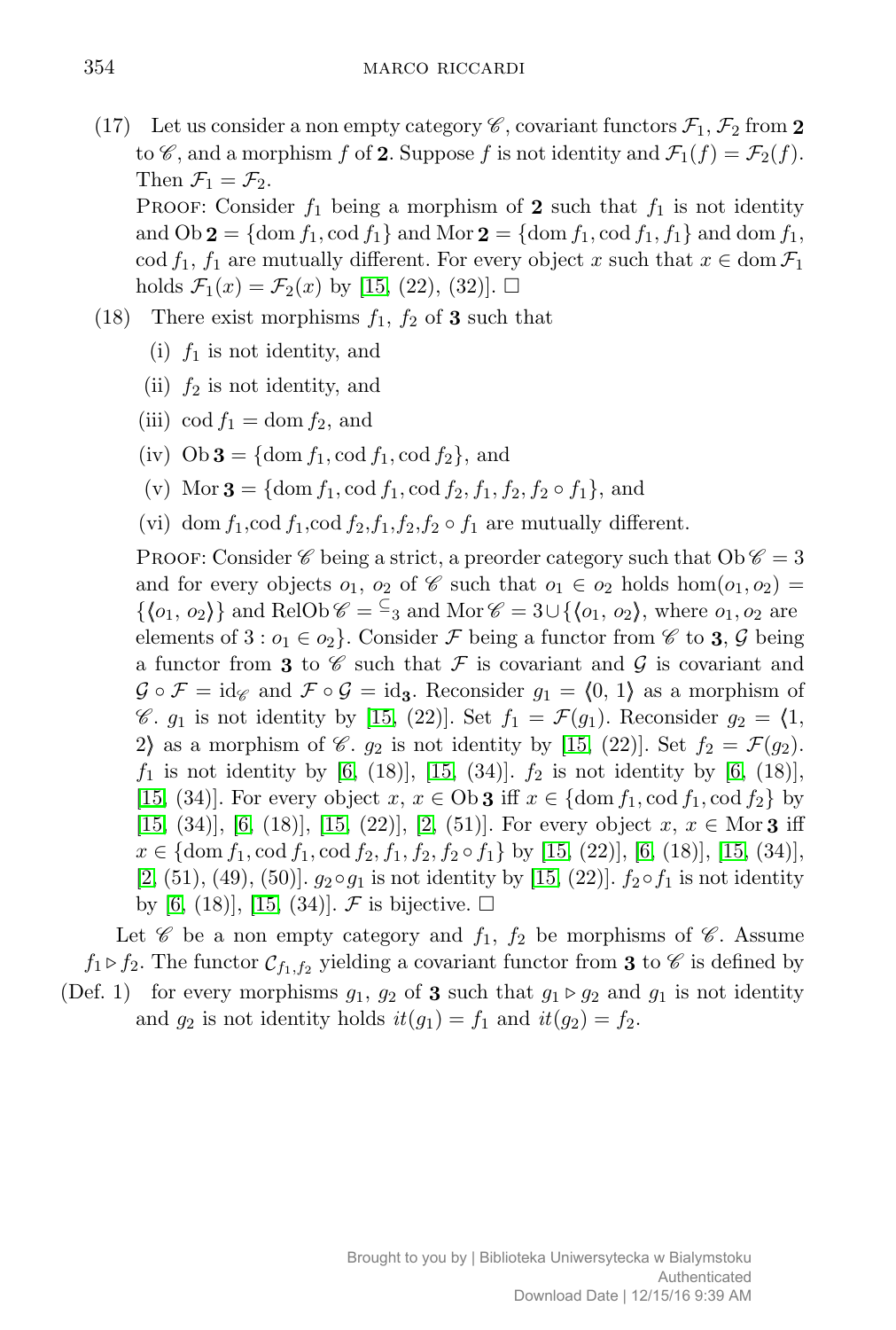(17) Let us consider a non empty category $\mathscr{C}$, covariant functors $\mathcal{F}_1$, $\mathcal{F}_2$ from $\mathbf{2}$ to $\mathscr{C}$, and a morphism $f$ of $\mathbf{2}$. Suppose $f$ is not identity and $\mathcal{F}_1(f) = \mathcal{F}_2(f)$. Then $\mathcal{F}_1 = \mathcal{F}_2$.

PROOF: Consider $f_1$ being a morphism of $\mathbf{2}$ such that $f_1$ is not identity and $\mathrm{Ob}\,\mathbf{2} = \{\mathrm{dom}\, f_1, \mathrm{cod}\, f_1\}$ and $\mathrm{Mor}\,\mathbf{2} = \{\mathrm{dom}\, f_1, \mathrm{cod}\, f_1, f_1\}$ and $\mathrm{dom}\, f_1$, $\mathrm{cod}\, f_1$, $f_1$ are mutually different. For every object $x$ such that $x \in \mathrm{dom}\,\mathcal{F}_1$ holds $\mathcal{F}_1(x) = \mathcal{F}_2(x)$ by [15, (22), (32)]. □

(18) There exist morphisms $f_1$, $f_2$ of $\mathbf{3}$ such that

(i) $f_1$ is not identity, and

(ii) $f_2$ is not identity, and

(iii) $\mathrm{cod}\, f_1 = \mathrm{dom}\, f_2$, and

(iv) $\mathrm{Ob}\,\mathbf{3} = \{\mathrm{dom}\, f_1, \mathrm{cod}\, f_1, \mathrm{cod}\, f_2\}$, and

(v) $\mathrm{Mor}\,\mathbf{3} = \{\mathrm{dom}\, f_1, \mathrm{cod}\, f_1, \mathrm{cod}\, f_2, f_1, f_2, f_2 \circ f_1\}$, and

(vi) $\mathrm{dom}\, f_1$,$\mathrm{cod}\, f_1$,$\mathrm{cod}\, f_2$,$f_1$,$f_2$,$f_2 \circ f_1$ are mutually different.

PROOF: Consider $\mathscr{C}$ being a strict, a preorder category such that $\mathrm{Ob}\,\mathscr{C} = 3$ and for every objects $o_1$, $o_2$ of $\mathscr{C}$ such that $o_1 \in o_2$ holds $\hom(o_1, o_2) = \{\langle o_1, o_2\rangle\}$ and $\mathrm{RelOb}\,\mathscr{C} = {\subseteq_3}$ and $\mathrm{Mor}\,\mathscr{C} = 3 \cup \{\langle o_1, o_2\rangle$, where $o_1, o_2$ are elements of $3 : o_1 \in o_2\}$. Consider $\mathcal{F}$ being a functor from $\mathscr{C}$ to $\mathbf{3}$, $\mathcal{G}$ being a functor from $\mathbf{3}$ to $\mathscr{C}$ such that $\mathcal{F}$ is covariant and $\mathcal{G}$ is covariant and $\mathcal{G} \circ \mathcal{F} = \mathrm{id}_{\mathscr{C}}$ and $\mathcal{F} \circ \mathcal{G} = \mathrm{id}_{\mathbf{3}}$. Reconsider $g_1 = \langle 0, 1\rangle$ as a morphism of $\mathscr{C}$. $g_1$ is not identity by [15, (22)]. Set $f_1 = \mathcal{F}(g_1)$. Reconsider $g_2 = \langle 1, 2\rangle$ as a morphism of $\mathscr{C}$. $g_2$ is not identity by [15, (22)]. Set $f_2 = \mathcal{F}(g_2)$. $f_1$ is not identity by [6, (18)], [15, (34)]. $f_2$ is not identity by [6, (18)], [15, (34)]. For every object $x$, $x \in \mathrm{Ob}\,\mathbf{3}$ iff $x \in \{\mathrm{dom}\, f_1, \mathrm{cod}\, f_1, \mathrm{cod}\, f_2\}$ by [15, (34)], [6, (18)], [15, (22)], [2, (51)]. For every object $x$, $x \in \mathrm{Mor}\,\mathbf{3}$ iff $x \in \{\mathrm{dom}\, f_1, \mathrm{cod}\, f_1, \mathrm{cod}\, f_2, f_1, f_2, f_2 \circ f_1\}$ by [15, (22)], [6, (18)], [15, (34)], [2, (51), (49), (50)]. $g_2 \circ g_1$ is not identity by [15, (22)]. $f_2 \circ f_1$ is not identity by [6, (18)], [15, (34)]. $\mathcal{F}$ is bijective. □

Let $\mathscr{C}$ be a non empty category and $f_1$, $f_2$ be morphisms of $\mathscr{C}$. Assume $f_1 \triangleright f_2$. The functor $\mathcal{C}_{f_1,f_2}$ yielding a covariant functor from $\mathbf{3}$ to $\mathscr{C}$ is defined by

(Def. 1) for every morphisms $g_1$, $g_2$ of $\mathbf{3}$ such that $g_1 \triangleright g_2$ and $g_1$ is not identity and $g_2$ is not identity holds $it(g_1) = f_1$ and $it(g_2) = f_2$.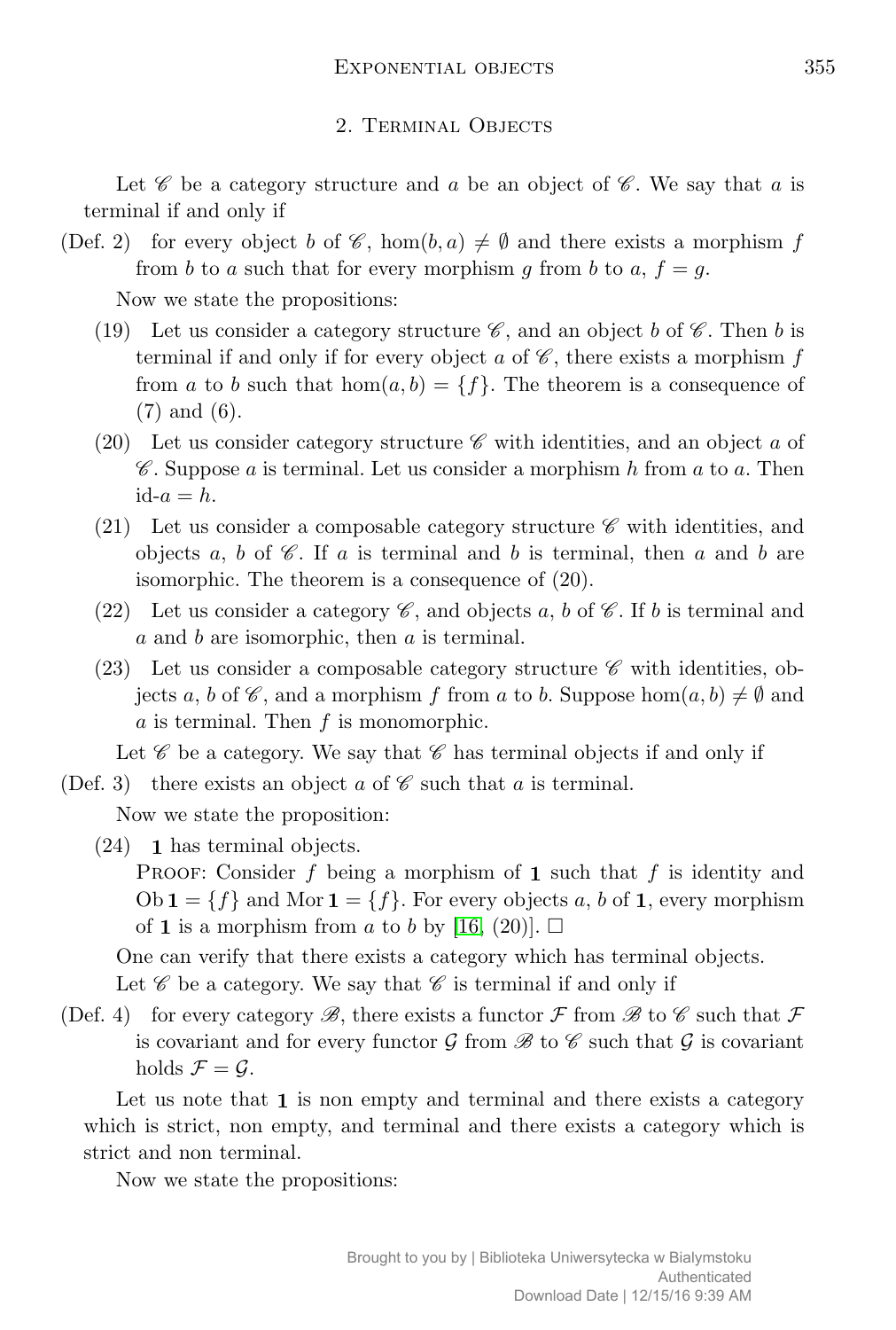## 2. Terminal Objects

Let $\mathscr{C}$ be a category structure and $a$ be an object of $\mathscr{C}$. We say that $a$ is terminal if and only if

(Def. 2) for every object $b$ of $\mathscr{C}$, $\hom(b, a) \neq \emptyset$ and there exists a morphism $f$ from $b$ to $a$ such that for every morphism $g$ from $b$ to $a$, $f = g$.

Now we state the propositions:

(19) Let us consider a category structure $\mathscr{C}$, and an object $b$ of $\mathscr{C}$. Then $b$ is terminal if and only if for every object $a$ of $\mathscr{C}$, there exists a morphism $f$ from $a$ to $b$ such that $\hom(a, b) = \{f\}$. The theorem is a consequence of (7) and (6).

(20) Let us consider category structure $\mathscr{C}$ with identities, and an object $a$ of $\mathscr{C}$. Suppose $a$ is terminal. Let us consider a morphism $h$ from $a$ to $a$. Then id-$a = h$.

(21) Let us consider a composable category structure $\mathscr{C}$ with identities, and objects $a$, $b$ of $\mathscr{C}$. If $a$ is terminal and $b$ is terminal, then $a$ and $b$ are isomorphic. The theorem is a consequence of (20).

(22) Let us consider a category $\mathscr{C}$, and objects $a$, $b$ of $\mathscr{C}$. If $b$ is terminal and $a$ and $b$ are isomorphic, then $a$ is terminal.

(23) Let us consider a composable category structure $\mathscr{C}$ with identities, objects $a$, $b$ of $\mathscr{C}$, and a morphism $f$ from $a$ to $b$. Suppose $\hom(a, b) \neq \emptyset$ and $a$ is terminal. Then $f$ is monomorphic.

Let $\mathscr{C}$ be a category. We say that $\mathscr{C}$ has terminal objects if and only if

(Def. 3) there exists an object $a$ of $\mathscr{C}$ such that $a$ is terminal.

Now we state the proposition:

(24) $\mathbf{1}$ has terminal objects.

Proof: Consider $f$ being a morphism of $\mathbf{1}$ such that $f$ is identity and $\mathrm{Ob}\,\mathbf{1} = \{f\}$ and $\mathrm{Mor}\,\mathbf{1} = \{f\}$. For every objects $a$, $b$ of $\mathbf{1}$, every morphism of $\mathbf{1}$ is a morphism from $a$ to $b$ by [16, (20)]. $\square$

One can verify that there exists a category which has terminal objects.

Let $\mathscr{C}$ be a category. We say that $\mathscr{C}$ is terminal if and only if

(Def. 4) for every category $\mathscr{B}$, there exists a functor $\mathcal{F}$ from $\mathscr{B}$ to $\mathscr{C}$ such that $\mathcal{F}$ is covariant and for every functor $\mathcal{G}$ from $\mathscr{B}$ to $\mathscr{C}$ such that $\mathcal{G}$ is covariant holds $\mathcal{F} = \mathcal{G}$.

Let us note that $\mathbf{1}$ is non empty and terminal and there exists a category which is strict, non empty, and terminal and there exists a category which is strict and non terminal.

Now we state the propositions: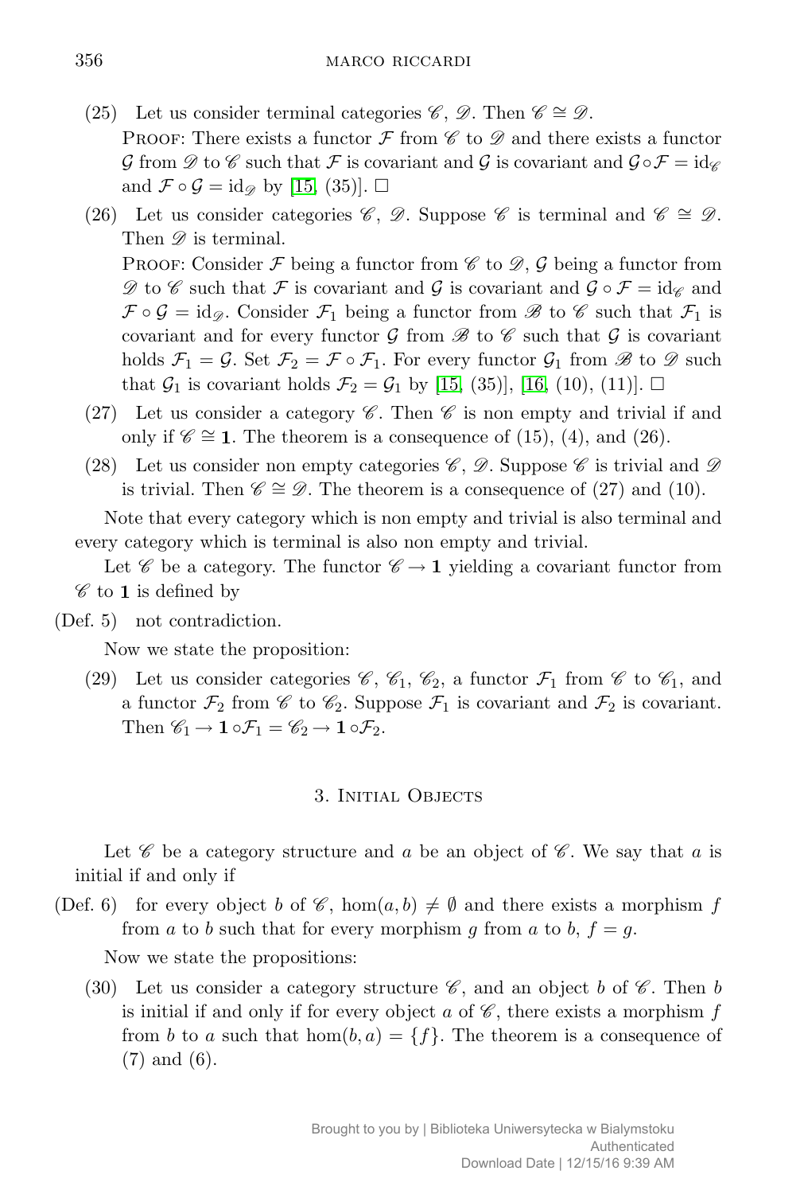(25) Let us consider terminal categories $\mathscr{C}$, $\mathscr{D}$. Then $\mathscr{C} \cong \mathscr{D}$.
Proof: There exists a functor $\mathcal{F}$ from $\mathscr{C}$ to $\mathscr{D}$ and there exists a functor $\mathcal{G}$ from $\mathscr{D}$ to $\mathscr{C}$ such that $\mathcal{F}$ is covariant and $\mathcal{G}$ is covariant and $\mathcal{G} \circ \mathcal{F} = \mathrm{id}_{\mathscr{C}}$ and $\mathcal{F} \circ \mathcal{G} = \mathrm{id}_{\mathscr{D}}$ by [15, (35)]. □

(26) Let us consider categories $\mathscr{C}$, $\mathscr{D}$. Suppose $\mathscr{C}$ is terminal and $\mathscr{C} \cong \mathscr{D}$. Then $\mathscr{D}$ is terminal.
Proof: Consider $\mathcal{F}$ being a functor from $\mathscr{C}$ to $\mathscr{D}$, $\mathcal{G}$ being a functor from $\mathscr{D}$ to $\mathscr{C}$ such that $\mathcal{F}$ is covariant and $\mathcal{G}$ is covariant and $\mathcal{G} \circ \mathcal{F} = \mathrm{id}_{\mathscr{C}}$ and $\mathcal{F} \circ \mathcal{G} = \mathrm{id}_{\mathscr{D}}$. Consider $\mathcal{F}_1$ being a functor from $\mathscr{B}$ to $\mathscr{C}$ such that $\mathcal{F}_1$ is covariant and for every functor $\mathcal{G}$ from $\mathscr{B}$ to $\mathscr{C}$ such that $\mathcal{G}$ is covariant holds $\mathcal{F}_1 = \mathcal{G}$. Set $\mathcal{F}_2 = \mathcal{F} \circ \mathcal{F}_1$. For every functor $\mathcal{G}_1$ from $\mathscr{B}$ to $\mathscr{D}$ such that $\mathcal{G}_1$ is covariant holds $\mathcal{F}_2 = \mathcal{G}_1$ by [15, (35)], [16, (10), (11)]. □

(27) Let us consider a category $\mathscr{C}$. Then $\mathscr{C}$ is non empty and trivial if and only if $\mathscr{C} \cong \mathbf{1}$. The theorem is a consequence of (15), (4), and (26).

(28) Let us consider non empty categories $\mathscr{C}$, $\mathscr{D}$. Suppose $\mathscr{C}$ is trivial and $\mathscr{D}$ is trivial. Then $\mathscr{C} \cong \mathscr{D}$. The theorem is a consequence of (27) and (10).

Note that every category which is non empty and trivial is also terminal and every category which is terminal is also non empty and trivial.

Let $\mathscr{C}$ be a category. The functor $\mathscr{C} \to \mathbf{1}$ yielding a covariant functor from $\mathscr{C}$ to $\mathbf{1}$ is defined by

(Def. 5) not contradiction.

Now we state the proposition:

(29) Let us consider categories $\mathscr{C}$, $\mathscr{C}_1$, $\mathscr{C}_2$, a functor $\mathcal{F}_1$ from $\mathscr{C}$ to $\mathscr{C}_1$, and a functor $\mathcal{F}_2$ from $\mathscr{C}$ to $\mathscr{C}_2$. Suppose $\mathcal{F}_1$ is covariant and $\mathcal{F}_2$ is covariant. Then $\mathscr{C}_1 \to \mathbf{1} \circ \mathcal{F}_1 = \mathscr{C}_2 \to \mathbf{1} \circ \mathcal{F}_2$.

## 3. Initial Objects

Let $\mathscr{C}$ be a category structure and $a$ be an object of $\mathscr{C}$. We say that $a$ is initial if and only if

(Def. 6) for every object $b$ of $\mathscr{C}$, $\hom(a, b) \neq \emptyset$ and there exists a morphism $f$ from $a$ to $b$ such that for every morphism $g$ from $a$ to $b$, $f = g$.

Now we state the propositions:

(30) Let us consider a category structure $\mathscr{C}$, and an object $b$ of $\mathscr{C}$. Then $b$ is initial if and only if for every object $a$ of $\mathscr{C}$, there exists a morphism $f$ from $b$ to $a$ such that $\hom(b, a) = \{f\}$. The theorem is a consequence of (7) and (6).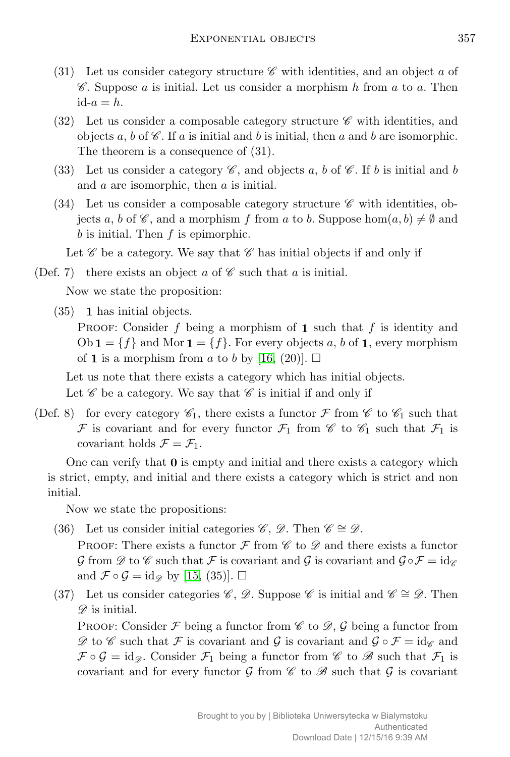(31) Let us consider category structure $\mathscr{C}$ with identities, and an object $a$ of $\mathscr{C}$. Suppose $a$ is initial. Let us consider a morphism $h$ from $a$ to $a$. Then id-$a = h$.

(32) Let us consider a composable category structure $\mathscr{C}$ with identities, and objects $a$, $b$ of $\mathscr{C}$. If $a$ is initial and $b$ is initial, then $a$ and $b$ are isomorphic. The theorem is a consequence of (31).

(33) Let us consider a category $\mathscr{C}$, and objects $a$, $b$ of $\mathscr{C}$. If $b$ is initial and $b$ and $a$ are isomorphic, then $a$ is initial.

(34) Let us consider a composable category structure $\mathscr{C}$ with identities, objects $a$, $b$ of $\mathscr{C}$, and a morphism $f$ from $a$ to $b$. Suppose $\hom(a, b) \neq \emptyset$ and $b$ is initial. Then $f$ is epimorphic.

Let $\mathscr{C}$ be a category. We say that $\mathscr{C}$ has initial objects if and only if

(Def. 7) there exists an object $a$ of $\mathscr{C}$ such that $a$ is initial.

Now we state the proposition:

(35) $\mathbf{1}$ has initial objects.

PROOF: Consider $f$ being a morphism of $\mathbf{1}$ such that $f$ is identity and $\operatorname{Ob} \mathbf{1} = \{f\}$ and $\operatorname{Mor} \mathbf{1} = \{f\}$. For every objects $a$, $b$ of $\mathbf{1}$, every morphism of $\mathbf{1}$ is a morphism from $a$ to $b$ by [16, (20)]. $\square$

Let us note that there exists a category which has initial objects.

Let $\mathscr{C}$ be a category. We say that $\mathscr{C}$ is initial if and only if

(Def. 8) for every category $\mathscr{C}_1$, there exists a functor $\mathcal{F}$ from $\mathscr{C}$ to $\mathscr{C}_1$ such that $\mathcal{F}$ is covariant and for every functor $\mathcal{F}_1$ from $\mathscr{C}$ to $\mathscr{C}_1$ such that $\mathcal{F}_1$ is covariant holds $\mathcal{F} = \mathcal{F}_1$.

One can verify that $\mathbf{0}$ is empty and initial and there exists a category which is strict, empty, and initial and there exists a category which is strict and non initial.

Now we state the propositions:

(36) Let us consider initial categories $\mathscr{C}$, $\mathscr{D}$. Then $\mathscr{C} \cong \mathscr{D}$.

PROOF: There exists a functor $\mathcal{F}$ from $\mathscr{C}$ to $\mathscr{D}$ and there exists a functor $\mathcal{G}$ from $\mathscr{D}$ to $\mathscr{C}$ such that $\mathcal{F}$ is covariant and $\mathcal{G}$ is covariant and $\mathcal{G} \circ \mathcal{F} = \mathrm{id}_{\mathscr{C}}$ and $\mathcal{F} \circ \mathcal{G} = \mathrm{id}_{\mathscr{D}}$ by [15, (35)]. $\square$

(37) Let us consider categories $\mathscr{C}$, $\mathscr{D}$. Suppose $\mathscr{C}$ is initial and $\mathscr{C} \cong \mathscr{D}$. Then $\mathscr{D}$ is initial.

PROOF: Consider $\mathcal{F}$ being a functor from $\mathscr{C}$ to $\mathscr{D}$, $\mathcal{G}$ being a functor from $\mathscr{D}$ to $\mathscr{C}$ such that $\mathcal{F}$ is covariant and $\mathcal{G}$ is covariant and $\mathcal{G} \circ \mathcal{F} = \mathrm{id}_{\mathscr{C}}$ and $\mathcal{F} \circ \mathcal{G} = \mathrm{id}_{\mathscr{D}}$. Consider $\mathcal{F}_1$ being a functor from $\mathscr{C}$ to $\mathscr{B}$ such that $\mathcal{F}_1$ is covariant and for every functor $\mathcal{G}$ from $\mathscr{C}$ to $\mathscr{B}$ such that $\mathcal{G}$ is covariant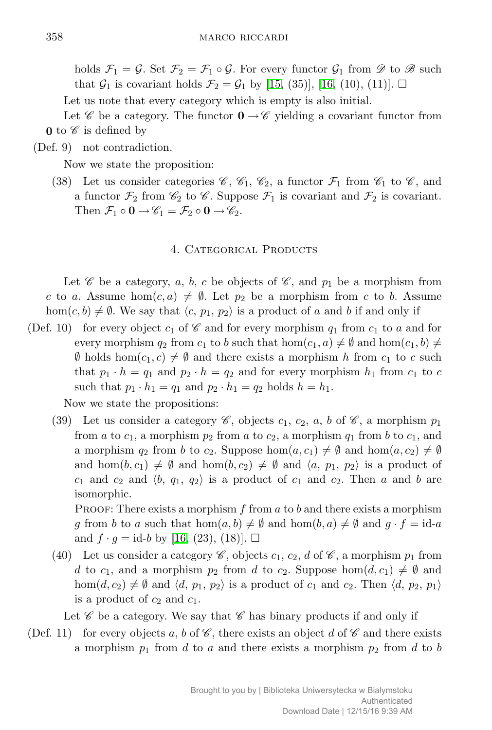holds $\mathcal{F}_1 = \mathcal{G}$. Set $\mathcal{F}_2 = \mathcal{F}_1 \circ \mathcal{G}$. For every functor $\mathcal{G}_1$ from $\mathscr{D}$ to $\mathscr{B}$ such that $\mathcal{G}_1$ is covariant holds $\mathcal{F}_2 = \mathcal{G}_1$ by [15, (35)], [16, (10), (11)]. $\square$

Let us note that every category which is empty is also initial.

Let $\mathscr{C}$ be a category. The functor $\mathbf{0} \to \mathscr{C}$ yielding a covariant functor from $\mathbf{0}$ to $\mathscr{C}$ is defined by

(Def. 9) not contradiction.

Now we state the proposition:

(38) Let us consider categories $\mathscr{C}$, $\mathscr{C}_1$, $\mathscr{C}_2$, a functor $\mathcal{F}_1$ from $\mathscr{C}_1$ to $\mathscr{C}$, and a functor $\mathcal{F}_2$ from $\mathscr{C}_2$ to $\mathscr{C}$. Suppose $\mathcal{F}_1$ is covariant and $\mathcal{F}_2$ is covariant. Then $\mathcal{F}_1 \circ \mathbf{0} \to \mathscr{C}_1 = \mathcal{F}_2 \circ \mathbf{0} \to \mathscr{C}_2$.

## 4. Categorical Products

Let $\mathscr{C}$ be a category, $a$, $b$, $c$ be objects of $\mathscr{C}$, and $p_1$ be a morphism from $c$ to $a$. Assume $\hom(c, a) \neq \emptyset$. Let $p_2$ be a morphism from $c$ to $b$. Assume $\hom(c, b) \neq \emptyset$. We say that $\langle c, p_1, p_2 \rangle$ is a product of $a$ and $b$ if and only if

(Def. 10) for every object $c_1$ of $\mathscr{C}$ and for every morphism $q_1$ from $c_1$ to $a$ and for every morphism $q_2$ from $c_1$ to $b$ such that $\hom(c_1, a) \neq \emptyset$ and $\hom(c_1, b) \neq \emptyset$ holds $\hom(c_1, c) \neq \emptyset$ and there exists a morphism $h$ from $c_1$ to $c$ such that $p_1 \cdot h = q_1$ and $p_2 \cdot h = q_2$ and for every morphism $h_1$ from $c_1$ to $c$ such that $p_1 \cdot h_1 = q_1$ and $p_2 \cdot h_1 = q_2$ holds $h = h_1$.

Now we state the propositions:

(39) Let us consider a category $\mathscr{C}$, objects $c_1$, $c_2$, $a$, $b$ of $\mathscr{C}$, a morphism $p_1$ from $a$ to $c_1$, a morphism $p_2$ from $a$ to $c_2$, a morphism $q_1$ from $b$ to $c_1$, and a morphism $q_2$ from $b$ to $c_2$. Suppose $\hom(a, c_1) \neq \emptyset$ and $\hom(a, c_2) \neq \emptyset$ and $\hom(b, c_1) \neq \emptyset$ and $\hom(b, c_2) \neq \emptyset$ and $\langle a, p_1, p_2 \rangle$ is a product of $c_1$ and $c_2$ and $\langle b, q_1, q_2 \rangle$ is a product of $c_1$ and $c_2$. Then $a$ and $b$ are isomorphic.

Proof: There exists a morphism $f$ from $a$ to $b$ and there exists a morphism $g$ from $b$ to $a$ such that $\hom(a, b) \neq \emptyset$ and $\hom(b, a) \neq \emptyset$ and $g \cdot f = \text{id-}a$ and $f \cdot g = \text{id-}b$ by [16, (23), (18)]. $\square$

(40) Let us consider a category $\mathscr{C}$, objects $c_1$, $c_2$, $d$ of $\mathscr{C}$, a morphism $p_1$ from $d$ to $c_1$, and a morphism $p_2$ from $d$ to $c_2$. Suppose $\hom(d, c_1) \neq \emptyset$ and $\hom(d, c_2) \neq \emptyset$ and $\langle d, p_1, p_2 \rangle$ is a product of $c_1$ and $c_2$. Then $\langle d, p_2, p_1 \rangle$ is a product of $c_2$ and $c_1$.

Let $\mathscr{C}$ be a category. We say that $\mathscr{C}$ has binary products if and only if

(Def. 11) for every objects $a$, $b$ of $\mathscr{C}$, there exists an object $d$ of $\mathscr{C}$ and there exists a morphism $p_1$ from $d$ to $a$ and there exists a morphism $p_2$ from $d$ to $b$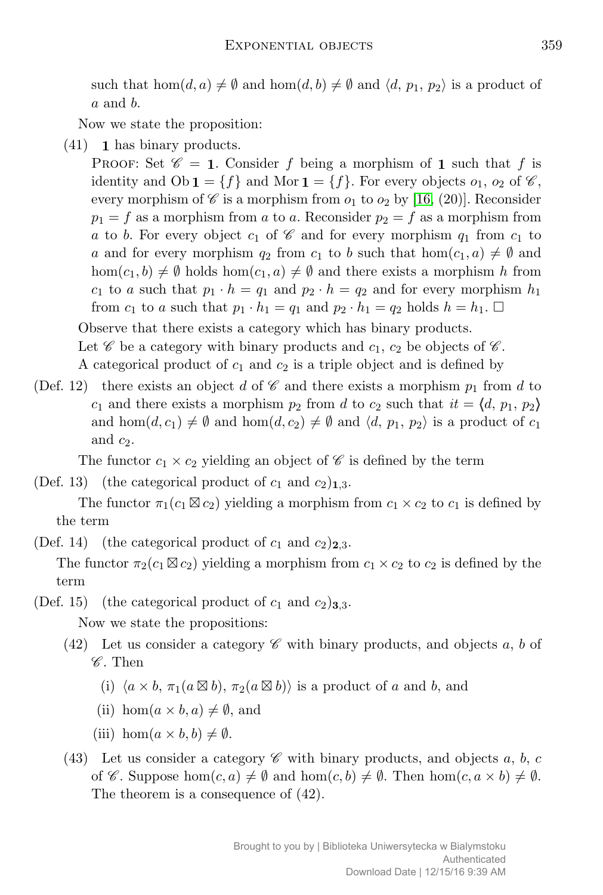such that $\hom(d, a) \neq \emptyset$ and $\hom(d, b) \neq \emptyset$ and $\langle d, p_1, p_2 \rangle$ is a product of $a$ and $b$.

Now we state the proposition:

(41) $\mathbf{1}$ has binary products.

PROOF: Set $\mathscr{C} = \mathbf{1}$. Consider $f$ being a morphism of $\mathbf{1}$ such that $f$ is identity and $\mathrm{Ob}\,\mathbf{1} = \{f\}$ and $\mathrm{Mor}\,\mathbf{1} = \{f\}$. For every objects $o_1$, $o_2$ of $\mathscr{C}$, every morphism of $\mathscr{C}$ is a morphism from $o_1$ to $o_2$ by [16, (20)]. Reconsider $p_1 = f$ as a morphism from $a$ to $a$. Reconsider $p_2 = f$ as a morphism from $a$ to $b$. For every object $c_1$ of $\mathscr{C}$ and for every morphism $q_1$ from $c_1$ to $a$ and for every morphism $q_2$ from $c_1$ to $b$ such that $\hom(c_1, a) \neq \emptyset$ and $\hom(c_1, b) \neq \emptyset$ holds $\hom(c_1, a) \neq \emptyset$ and there exists a morphism $h$ from $c_1$ to $a$ such that $p_1 \cdot h = q_1$ and $p_2 \cdot h = q_2$ and for every morphism $h_1$ from $c_1$ to $a$ such that $p_1 \cdot h_1 = q_1$ and $p_2 \cdot h_1 = q_2$ holds $h = h_1$. □

Observe that there exists a category which has binary products.

Let $\mathscr{C}$ be a category with binary products and $c_1$, $c_2$ be objects of $\mathscr{C}$.

A categorical product of $c_1$ and $c_2$ is a triple object and is defined by

(Def. 12) there exists an object $d$ of $\mathscr{C}$ and there exists a morphism $p_1$ from $d$ to $c_1$ and there exists a morphism $p_2$ from $d$ to $c_2$ such that $it = \langle d, p_1, p_2 \rangle$ and $\hom(d, c_1) \neq \emptyset$ and $\hom(d, c_2) \neq \emptyset$ and $\langle d, p_1, p_2 \rangle$ is a product of $c_1$ and $c_2$.

The functor $c_1 \times c_2$ yielding an object of $\mathscr{C}$ is defined by the term

(Def. 13) (the categorical product of $c_1$ and $c_2$)$_{\mathbf{1},3}$.

The functor $\pi_1(c_1 \boxtimes c_2)$ yielding a morphism from $c_1 \times c_2$ to $c_1$ is defined by the term

(Def. 14) (the categorical product of $c_1$ and $c_2$)$_{\mathbf{2},3}$.

The functor $\pi_2(c_1 \boxtimes c_2)$ yielding a morphism from $c_1 \times c_2$ to $c_2$ is defined by the term

(Def. 15) (the categorical product of $c_1$ and $c_2$)$_{\mathbf{3},3}$.

Now we state the propositions:

(42) Let us consider a category $\mathscr{C}$ with binary products, and objects $a$, $b$ of $\mathscr{C}$. Then

(i) $\langle a \times b, \pi_1(a \boxtimes b), \pi_2(a \boxtimes b) \rangle$ is a product of $a$ and $b$, and

(ii) $\hom(a \times b, a) \neq \emptyset$, and

(iii) $\hom(a \times b, b) \neq \emptyset$.

(43) Let us consider a category $\mathscr{C}$ with binary products, and objects $a$, $b$, $c$ of $\mathscr{C}$. Suppose $\hom(c, a) \neq \emptyset$ and $\hom(c, b) \neq \emptyset$. Then $\hom(c, a \times b) \neq \emptyset$. The theorem is a consequence of (42).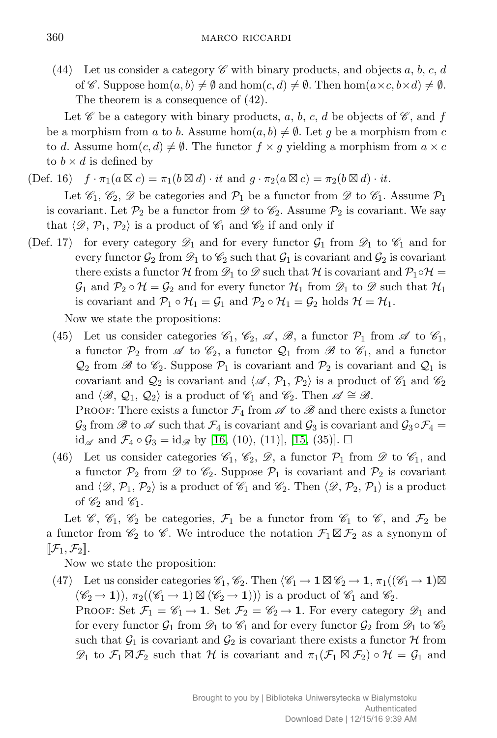(44) Let us consider a category $\mathscr{C}$ with binary products, and objects $a$, $b$, $c$, $d$ of $\mathscr{C}$. Suppose $\hom(a, b) \neq \emptyset$ and $\hom(c, d) \neq \emptyset$. Then $\hom(a \times c, b \times d) \neq \emptyset$. The theorem is a consequence of (42).

Let $\mathscr{C}$ be a category with binary products, $a$, $b$, $c$, $d$ be objects of $\mathscr{C}$, and $f$ be a morphism from $a$ to $b$. Assume $\hom(a, b) \neq \emptyset$. Let $g$ be a morphism from $c$ to $d$. Assume $\hom(c, d) \neq \emptyset$. The functor $f \times g$ yielding a morphism from $a \times c$ to $b \times d$ is defined by

(Def. 16) $f \cdot \pi_1(a \boxtimes c) = \pi_1(b \boxtimes d) \cdot it$ and $g \cdot \pi_2(a \boxtimes c) = \pi_2(b \boxtimes d) \cdot it$.

Let $\mathscr{C}_1$, $\mathscr{C}_2$, $\mathscr{D}$ be categories and $\mathcal{P}_1$ be a functor from $\mathscr{D}$ to $\mathscr{C}_1$. Assume $\mathcal{P}_1$ is covariant. Let $\mathcal{P}_2$ be a functor from $\mathscr{D}$ to $\mathscr{C}_2$. Assume $\mathcal{P}_2$ is covariant. We say that $\langle \mathscr{D}, \mathcal{P}_1, \mathcal{P}_2 \rangle$ is a product of $\mathscr{C}_1$ and $\mathscr{C}_2$ if and only if

(Def. 17) for every category $\mathscr{D}_1$ and for every functor $\mathcal{G}_1$ from $\mathscr{D}_1$ to $\mathscr{C}_1$ and for every functor $\mathcal{G}_2$ from $\mathscr{D}_1$ to $\mathscr{C}_2$ such that $\mathcal{G}_1$ is covariant and $\mathcal{G}_2$ is covariant there exists a functor $\mathcal{H}$ from $\mathscr{D}_1$ to $\mathscr{D}$ such that $\mathcal{H}$ is covariant and $\mathcal{P}_1 \circ \mathcal{H} = \mathcal{G}_1$ and $\mathcal{P}_2 \circ \mathcal{H} = \mathcal{G}_2$ and for every functor $\mathcal{H}_1$ from $\mathscr{D}_1$ to $\mathscr{D}$ such that $\mathcal{H}_1$ is covariant and $\mathcal{P}_1 \circ \mathcal{H}_1 = \mathcal{G}_1$ and $\mathcal{P}_2 \circ \mathcal{H}_1 = \mathcal{G}_2$ holds $\mathcal{H} = \mathcal{H}_1$.

Now we state the propositions:

(45) Let us consider categories $\mathscr{C}_1$, $\mathscr{C}_2$, $\mathscr{A}$, $\mathscr{B}$, a functor $\mathcal{P}_1$ from $\mathscr{A}$ to $\mathscr{C}_1$, a functor $\mathcal{P}_2$ from $\mathscr{A}$ to $\mathscr{C}_2$, a functor $\mathcal{Q}_1$ from $\mathscr{B}$ to $\mathscr{C}_1$, and a functor $\mathcal{Q}_2$ from $\mathscr{B}$ to $\mathscr{C}_2$. Suppose $\mathcal{P}_1$ is covariant and $\mathcal{P}_2$ is covariant and $\mathcal{Q}_1$ is covariant and $\mathcal{Q}_2$ is covariant and $\langle \mathscr{A}, \mathcal{P}_1, \mathcal{P}_2 \rangle$ is a product of $\mathscr{C}_1$ and $\mathscr{C}_2$ and $\langle \mathscr{B}, \mathcal{Q}_1, \mathcal{Q}_2 \rangle$ is a product of $\mathscr{C}_1$ and $\mathscr{C}_2$. Then $\mathscr{A} \cong \mathscr{B}$.
PROOF: There exists a functor $\mathcal{F}_4$ from $\mathscr{A}$ to $\mathscr{B}$ and there exists a functor $\mathcal{G}_3$ from $\mathscr{B}$ to $\mathscr{A}$ such that $\mathcal{F}_4$ is covariant and $\mathcal{G}_3$ is covariant and $\mathcal{G}_3 \circ \mathcal{F}_4 = \mathrm{id}_{\mathscr{A}}$ and $\mathcal{F}_4 \circ \mathcal{G}_3 = \mathrm{id}_{\mathscr{B}}$ by [16, (10), (11)], [15, (35)]. $\square$

(46) Let us consider categories $\mathscr{C}_1$, $\mathscr{C}_2$, $\mathscr{D}$, a functor $\mathcal{P}_1$ from $\mathscr{D}$ to $\mathscr{C}_1$, and a functor $\mathcal{P}_2$ from $\mathscr{D}$ to $\mathscr{C}_2$. Suppose $\mathcal{P}_1$ is covariant and $\mathcal{P}_2$ is covariant and $\langle \mathscr{D}, \mathcal{P}_1, \mathcal{P}_2 \rangle$ is a product of $\mathscr{C}_1$ and $\mathscr{C}_2$. Then $\langle \mathscr{D}, \mathcal{P}_2, \mathcal{P}_1 \rangle$ is a product of $\mathscr{C}_2$ and $\mathscr{C}_1$.

Let $\mathscr{C}$, $\mathscr{C}_1$, $\mathscr{C}_2$ be categories, $\mathcal{F}_1$ be a functor from $\mathscr{C}_1$ to $\mathscr{C}$, and $\mathcal{F}_2$ be a functor from $\mathscr{C}_2$ to $\mathscr{C}$. We introduce the notation $\mathcal{F}_1 \boxtimes \mathcal{F}_2$ as a synonym of $[\![\mathcal{F}_1, \mathcal{F}_2]\!]$.

Now we state the proposition:

(47) Let us consider categories $\mathscr{C}_1$, $\mathscr{C}_2$. Then $\langle \mathscr{C}_1 \to \mathbf{1} \boxtimes \mathscr{C}_2 \to \mathbf{1}, \pi_1((\mathscr{C}_1 \to \mathbf{1}) \boxtimes (\mathscr{C}_2 \to \mathbf{1})), \pi_2((\mathscr{C}_1 \to \mathbf{1}) \boxtimes (\mathscr{C}_2 \to \mathbf{1})) \rangle$ is a product of $\mathscr{C}_1$ and $\mathscr{C}_2$.
PROOF: Set $\mathcal{F}_1 = \mathscr{C}_1 \to \mathbf{1}$. Set $\mathcal{F}_2 = \mathscr{C}_2 \to \mathbf{1}$. For every category $\mathscr{D}_1$ and for every functor $\mathcal{G}_1$ from $\mathscr{D}_1$ to $\mathscr{C}_1$ and for every functor $\mathcal{G}_2$ from $\mathscr{D}_1$ to $\mathscr{C}_2$ such that $\mathcal{G}_1$ is covariant and $\mathcal{G}_2$ is covariant there exists a functor $\mathcal{H}$ from $\mathscr{D}_1$ to $\mathcal{F}_1 \boxtimes \mathcal{F}_2$ such that $\mathcal{H}$ is covariant and $\pi_1(\mathcal{F}_1 \boxtimes \mathcal{F}_2) \circ \mathcal{H} = \mathcal{G}_1$ and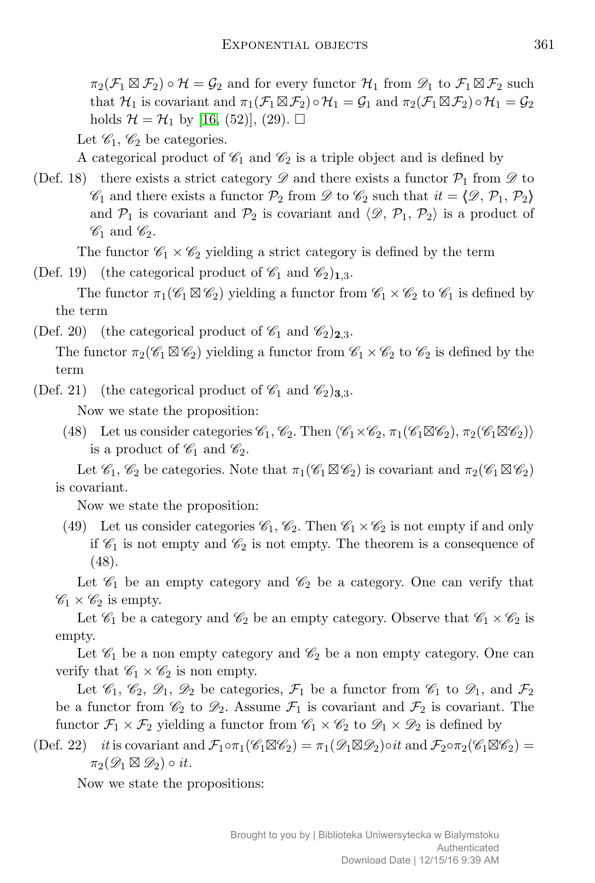$\pi_2(\mathcal{F}_1 \boxtimes \mathcal{F}_2) \circ \mathcal{H} = \mathcal{G}_2$ and for every functor $\mathcal{H}_1$ from $\mathscr{D}_1$ to $\mathcal{F}_1 \boxtimes \mathcal{F}_2$ such that $\mathcal{H}_1$ is covariant and $\pi_1(\mathcal{F}_1 \boxtimes \mathcal{F}_2) \circ \mathcal{H}_1 = \mathcal{G}_1$ and $\pi_2(\mathcal{F}_1 \boxtimes \mathcal{F}_2) \circ \mathcal{H}_1 = \mathcal{G}_2$ holds $\mathcal{H} = \mathcal{H}_1$ by [16, (52)], (29). $\square$

Let $\mathscr{C}_1$, $\mathscr{C}_2$ be categories.

A categorical product of $\mathscr{C}_1$ and $\mathscr{C}_2$ is a triple object and is defined by

(Def. 18) there exists a strict category $\mathscr{D}$ and there exists a functor $\mathcal{P}_1$ from $\mathscr{D}$ to $\mathscr{C}_1$ and there exists a functor $\mathcal{P}_2$ from $\mathscr{D}$ to $\mathscr{C}_2$ such that $it = \langle\!\langle \mathscr{D}, \mathcal{P}_1, \mathcal{P}_2 \rangle\!\rangle$ and $\mathcal{P}_1$ is covariant and $\mathcal{P}_2$ is covariant and $\langle \mathscr{D}, \mathcal{P}_1, \mathcal{P}_2 \rangle$ is a product of $\mathscr{C}_1$ and $\mathscr{C}_2$.

The functor $\mathscr{C}_1 \times \mathscr{C}_2$ yielding a strict category is defined by the term

(Def. 19) (the categorical product of $\mathscr{C}_1$ and $\mathscr{C}_2)_{\mathbf{1},3}$.

The functor $\pi_1(\mathscr{C}_1 \boxtimes \mathscr{C}_2)$ yielding a functor from $\mathscr{C}_1 \times \mathscr{C}_2$ to $\mathscr{C}_1$ is defined by the term

(Def. 20) (the categorical product of $\mathscr{C}_1$ and $\mathscr{C}_2)_{\mathbf{2},3}$.

The functor $\pi_2(\mathscr{C}_1 \boxtimes \mathscr{C}_2)$ yielding a functor from $\mathscr{C}_1 \times \mathscr{C}_2$ to $\mathscr{C}_2$ is defined by the term

(Def. 21) (the categorical product of $\mathscr{C}_1$ and $\mathscr{C}_2)_{\mathbf{3},3}$.

Now we state the proposition:

(48) Let us consider categories $\mathscr{C}_1$, $\mathscr{C}_2$. Then $\langle \mathscr{C}_1 \times \mathscr{C}_2, \pi_1(\mathscr{C}_1 \boxtimes \mathscr{C}_2), \pi_2(\mathscr{C}_1 \boxtimes \mathscr{C}_2) \rangle$ is a product of $\mathscr{C}_1$ and $\mathscr{C}_2$.

Let $\mathscr{C}_1$, $\mathscr{C}_2$ be categories. Note that $\pi_1(\mathscr{C}_1 \boxtimes \mathscr{C}_2)$ is covariant and $\pi_2(\mathscr{C}_1 \boxtimes \mathscr{C}_2)$ is covariant.

Now we state the proposition:

(49) Let us consider categories $\mathscr{C}_1$, $\mathscr{C}_2$. Then $\mathscr{C}_1 \times \mathscr{C}_2$ is not empty if and only if $\mathscr{C}_1$ is not empty and $\mathscr{C}_2$ is not empty. The theorem is a consequence of (48).

Let $\mathscr{C}_1$ be an empty category and $\mathscr{C}_2$ be a category. One can verify that $\mathscr{C}_1 \times \mathscr{C}_2$ is empty.

Let $\mathscr{C}_1$ be a category and $\mathscr{C}_2$ be an empty category. Observe that $\mathscr{C}_1 \times \mathscr{C}_2$ is empty.

Let $\mathscr{C}_1$ be a non empty category and $\mathscr{C}_2$ be a non empty category. One can verify that $\mathscr{C}_1 \times \mathscr{C}_2$ is non empty.

Let $\mathscr{C}_1$, $\mathscr{C}_2$, $\mathscr{D}_1$, $\mathscr{D}_2$ be categories, $\mathcal{F}_1$ be a functor from $\mathscr{C}_1$ to $\mathscr{D}_1$, and $\mathcal{F}_2$ be a functor from $\mathscr{C}_2$ to $\mathscr{D}_2$. Assume $\mathcal{F}_1$ is covariant and $\mathcal{F}_2$ is covariant. The functor $\mathcal{F}_1 \times \mathcal{F}_2$ yielding a functor from $\mathscr{C}_1 \times \mathscr{C}_2$ to $\mathscr{D}_1 \times \mathscr{D}_2$ is defined by

(Def. 22) $it$ is covariant and $\mathcal{F}_1 \circ \pi_1(\mathscr{C}_1 \boxtimes \mathscr{C}_2) = \pi_1(\mathscr{D}_1 \boxtimes \mathscr{D}_2) \circ it$ and $\mathcal{F}_2 \circ \pi_2(\mathscr{C}_1 \boxtimes \mathscr{C}_2) = \pi_2(\mathscr{D}_1 \boxtimes \mathscr{D}_2) \circ it$.

Now we state the propositions: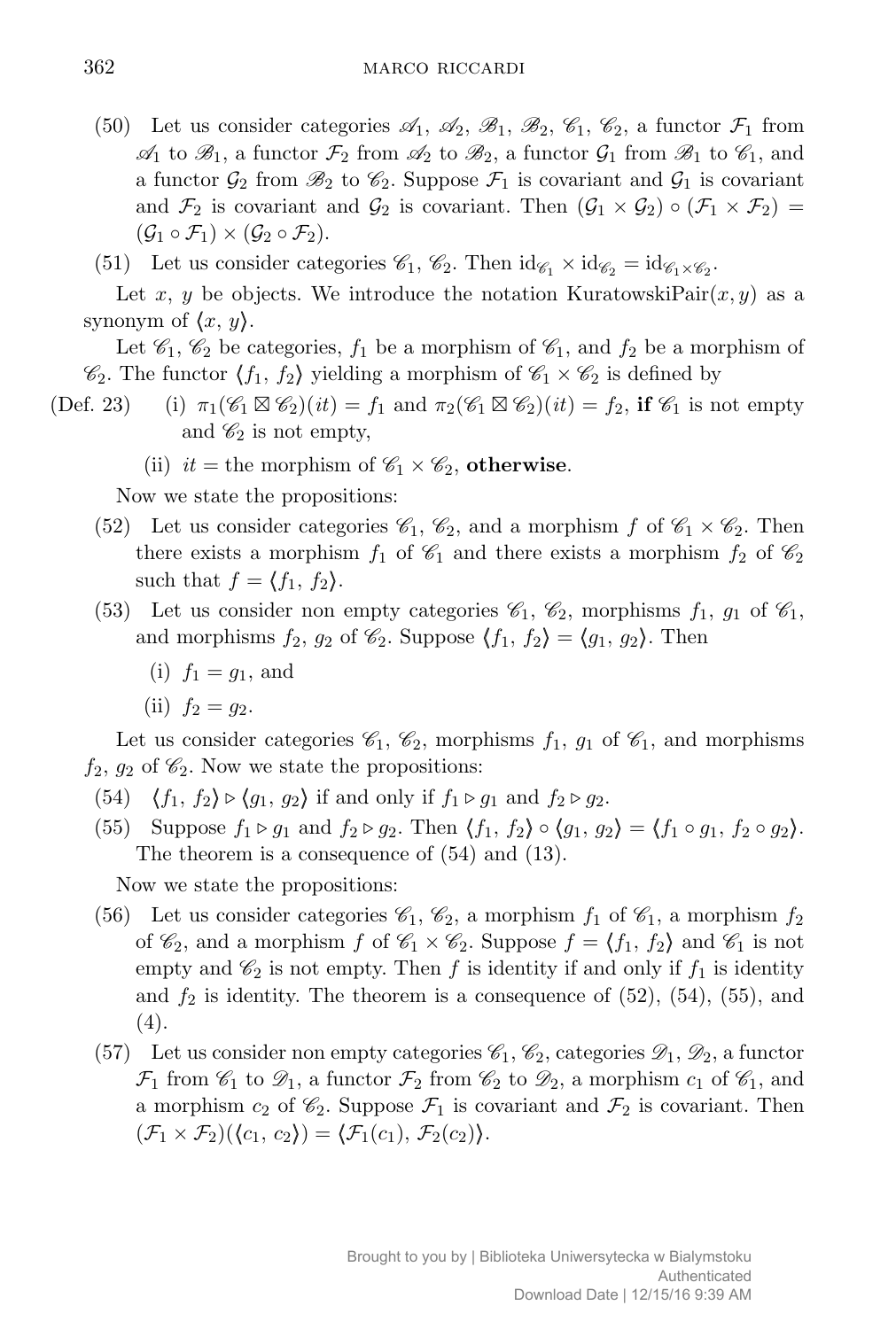(50) Let us consider categories $\mathscr{A}_1$, $\mathscr{A}_2$, $\mathscr{B}_1$, $\mathscr{B}_2$, $\mathscr{C}_1$, $\mathscr{C}_2$, a functor $\mathcal{F}_1$ from $\mathscr{A}_1$ to $\mathscr{B}_1$, a functor $\mathcal{F}_2$ from $\mathscr{A}_2$ to $\mathscr{B}_2$, a functor $\mathcal{G}_1$ from $\mathscr{B}_1$ to $\mathscr{C}_1$, and a functor $\mathcal{G}_2$ from $\mathscr{B}_2$ to $\mathscr{C}_2$. Suppose $\mathcal{F}_1$ is covariant and $\mathcal{G}_1$ is covariant and $\mathcal{F}_2$ is covariant and $\mathcal{G}_2$ is covariant. Then $(\mathcal{G}_1 \times \mathcal{G}_2) \circ (\mathcal{F}_1 \times \mathcal{F}_2) = (\mathcal{G}_1 \circ \mathcal{F}_1) \times (\mathcal{G}_2 \circ \mathcal{F}_2)$.

(51) Let us consider categories $\mathscr{C}_1$, $\mathscr{C}_2$. Then $\mathrm{id}_{\mathscr{C}_1} \times \mathrm{id}_{\mathscr{C}_2} = \mathrm{id}_{\mathscr{C}_1 \times \mathscr{C}_2}$.

Let $x$, $y$ be objects. We introduce the notation KuratowskiPair$(x, y)$ as a synonym of $\langle x, y \rangle$.

Let $\mathscr{C}_1$, $\mathscr{C}_2$ be categories, $f_1$ be a morphism of $\mathscr{C}_1$, and $f_2$ be a morphism of $\mathscr{C}_2$. The functor $\langle f_1, f_2 \rangle$ yielding a morphism of $\mathscr{C}_1 \times \mathscr{C}_2$ is defined by

(Def. 23)
(i) $\pi_1(\mathscr{C}_1 \boxtimes \mathscr{C}_2)(it) = f_1$ and $\pi_2(\mathscr{C}_1 \boxtimes \mathscr{C}_2)(it) = f_2$, **if** $\mathscr{C}_1$ is not empty and $\mathscr{C}_2$ is not empty,

(ii) $it =$ the morphism of $\mathscr{C}_1 \times \mathscr{C}_2$, **otherwise**.

Now we state the propositions:

(52) Let us consider categories $\mathscr{C}_1$, $\mathscr{C}_2$, and a morphism $f$ of $\mathscr{C}_1 \times \mathscr{C}_2$. Then there exists a morphism $f_1$ of $\mathscr{C}_1$ and there exists a morphism $f_2$ of $\mathscr{C}_2$ such that $f = \langle f_1, f_2 \rangle$.

(53) Let us consider non empty categories $\mathscr{C}_1$, $\mathscr{C}_2$, morphisms $f_1$, $g_1$ of $\mathscr{C}_1$, and morphisms $f_2$, $g_2$ of $\mathscr{C}_2$. Suppose $\langle f_1, f_2 \rangle = \langle g_1, g_2 \rangle$. Then
(i) $f_1 = g_1$, and
(ii) $f_2 = g_2$.

Let us consider categories $\mathscr{C}_1$, $\mathscr{C}_2$, morphisms $f_1$, $g_1$ of $\mathscr{C}_1$, and morphisms $f_2$, $g_2$ of $\mathscr{C}_2$. Now we state the propositions:

(54) $\langle f_1, f_2 \rangle \triangleright \langle g_1, g_2 \rangle$ if and only if $f_1 \triangleright g_1$ and $f_2 \triangleright g_2$.

(55) Suppose $f_1 \triangleright g_1$ and $f_2 \triangleright g_2$. Then $\langle f_1, f_2 \rangle \circ \langle g_1, g_2 \rangle = \langle f_1 \circ g_1, f_2 \circ g_2 \rangle$. The theorem is a consequence of (54) and (13).

Now we state the propositions:

(56) Let us consider categories $\mathscr{C}_1$, $\mathscr{C}_2$, a morphism $f_1$ of $\mathscr{C}_1$, a morphism $f_2$ of $\mathscr{C}_2$, and a morphism $f$ of $\mathscr{C}_1 \times \mathscr{C}_2$. Suppose $f = \langle f_1, f_2 \rangle$ and $\mathscr{C}_1$ is not empty and $\mathscr{C}_2$ is not empty. Then $f$ is identity if and only if $f_1$ is identity and $f_2$ is identity. The theorem is a consequence of (52), (54), (55), and (4).

(57) Let us consider non empty categories $\mathscr{C}_1$, $\mathscr{C}_2$, categories $\mathscr{D}_1$, $\mathscr{D}_2$, a functor $\mathcal{F}_1$ from $\mathscr{C}_1$ to $\mathscr{D}_1$, a functor $\mathcal{F}_2$ from $\mathscr{C}_2$ to $\mathscr{D}_2$, a morphism $c_1$ of $\mathscr{C}_1$, and a morphism $c_2$ of $\mathscr{C}_2$. Suppose $\mathcal{F}_1$ is covariant and $\mathcal{F}_2$ is covariant. Then $(\mathcal{F}_1 \times \mathcal{F}_2)(\langle c_1, c_2 \rangle) = \langle \mathcal{F}_1(c_1), \mathcal{F}_2(c_2) \rangle$.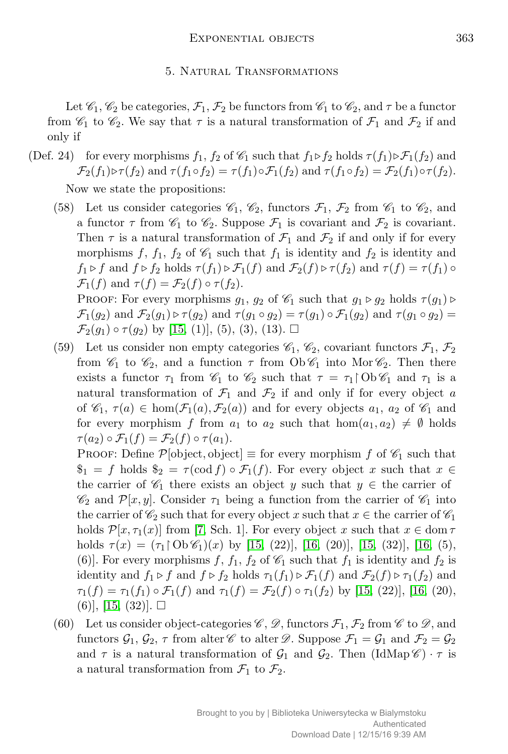## 5. Natural Transformations

Let $\mathscr{C}_1$, $\mathscr{C}_2$ be categories, $\mathcal{F}_1$, $\mathcal{F}_2$ be functors from $\mathscr{C}_1$ to $\mathscr{C}_2$, and $\tau$ be a functor from $\mathscr{C}_1$ to $\mathscr{C}_2$. We say that $\tau$ is a natural transformation of $\mathcal{F}_1$ and $\mathcal{F}_2$ if and only if

(Def. 24) for every morphisms $f_1$, $f_2$ of $\mathscr{C}_1$ such that $f_1 \triangleright f_2$ holds $\tau(f_1) \triangleright \mathcal{F}_1(f_2)$ and $\mathcal{F}_2(f_1) \triangleright \tau(f_2)$ and $\tau(f_1 \circ f_2) = \tau(f_1) \circ \mathcal{F}_1(f_2)$ and $\tau(f_1 \circ f_2) = \mathcal{F}_2(f_1) \circ \tau(f_2)$.

Now we state the propositions:

(58) Let us consider categories $\mathscr{C}_1$, $\mathscr{C}_2$, functors $\mathcal{F}_1$, $\mathcal{F}_2$ from $\mathscr{C}_1$ to $\mathscr{C}_2$, and a functor $\tau$ from $\mathscr{C}_1$ to $\mathscr{C}_2$. Suppose $\mathcal{F}_1$ is covariant and $\mathcal{F}_2$ is covariant. Then $\tau$ is a natural transformation of $\mathcal{F}_1$ and $\mathcal{F}_2$ if and only if for every morphisms $f$, $f_1$, $f_2$ of $\mathscr{C}_1$ such that $f_1$ is identity and $f_2$ is identity and $f_1 \triangleright f$ and $f \triangleright f_2$ holds $\tau(f_1) \triangleright \mathcal{F}_1(f)$ and $\mathcal{F}_2(f) \triangleright \tau(f_2)$ and $\tau(f) = \tau(f_1) \circ \mathcal{F}_1(f)$ and $\tau(f) = \mathcal{F}_2(f) \circ \tau(f_2)$.

Proof: For every morphisms $g_1$, $g_2$ of $\mathscr{C}_1$ such that $g_1 \triangleright g_2$ holds $\tau(g_1) \triangleright \mathcal{F}_1(g_2)$ and $\mathcal{F}_2(g_1) \triangleright \tau(g_2)$ and $\tau(g_1 \circ g_2) = \tau(g_1) \circ \mathcal{F}_1(g_2)$ and $\tau(g_1 \circ g_2) = \mathcal{F}_2(g_1) \circ \tau(g_2)$ by [15, (1)], (5), (3), (13). $\square$

(59) Let us consider non empty categories $\mathscr{C}_1$, $\mathscr{C}_2$, covariant functors $\mathcal{F}_1$, $\mathcal{F}_2$ from $\mathscr{C}_1$ to $\mathscr{C}_2$, and a function $\tau$ from $\mathrm{Ob}\,\mathscr{C}_1$ into $\mathrm{Mor}\,\mathscr{C}_2$. Then there exists a functor $\tau_1$ from $\mathscr{C}_1$ to $\mathscr{C}_2$ such that $\tau = \tau_1 \restriction \mathrm{Ob}\,\mathscr{C}_1$ and $\tau_1$ is a natural transformation of $\mathcal{F}_1$ and $\mathcal{F}_2$ if and only if for every object $a$ of $\mathscr{C}_1$, $\tau(a) \in \hom(\mathcal{F}_1(a), \mathcal{F}_2(a))$ and for every objects $a_1$, $a_2$ of $\mathscr{C}_1$ and for every morphism $f$ from $a_1$ to $a_2$ such that $\hom(a_1, a_2) \neq \emptyset$ holds $\tau(a_2) \circ \mathcal{F}_1(f) = \mathcal{F}_2(f) \circ \tau(a_1)$.

Proof: Define $\mathcal{P}[\text{object}, \text{object}] \equiv$ for every morphism $f$ of $\mathscr{C}_1$ such that $\$_1 = f$ holds $\$_2 = \tau(\mathrm{cod}\, f) \circ \mathcal{F}_1(f)$. For every object $x$ such that $x \in$ the carrier of $\mathscr{C}_1$ there exists an object $y$ such that $y \in$ the carrier of $\mathscr{C}_2$ and $\mathcal{P}[x, y]$. Consider $\tau_1$ being a function from the carrier of $\mathscr{C}_1$ into the carrier of $\mathscr{C}_2$ such that for every object $x$ such that $x \in$ the carrier of $\mathscr{C}_1$ holds $\mathcal{P}[x, \tau_1(x)]$ from [7, Sch. 1]. For every object $x$ such that $x \in \mathrm{dom}\,\tau$ holds $\tau(x) = (\tau_1 \restriction \mathrm{Ob}\,\mathscr{C}_1)(x)$ by [15, (22)], [16, (20)], [15, (32)], [16, (5), (6)]. For every morphisms $f$, $f_1$, $f_2$ of $\mathscr{C}_1$ such that $f_1$ is identity and $f_2$ is identity and $f_1 \triangleright f$ and $f \triangleright f_2$ holds $\tau_1(f_1) \triangleright \mathcal{F}_1(f)$ and $\mathcal{F}_2(f) \triangleright \tau_1(f_2)$ and $\tau_1(f) = \tau_1(f_1) \circ \mathcal{F}_1(f)$ and $\tau_1(f) = \mathcal{F}_2(f) \circ \tau_1(f_2)$ by [15, (22)], [16, (20), (6)], [15, (32)]. $\square$

(60) Let us consider object-categories $\mathscr{C}$, $\mathscr{D}$, functors $\mathcal{F}_1$, $\mathcal{F}_2$ from $\mathscr{C}$ to $\mathscr{D}$, and functors $\mathcal{G}_1$, $\mathcal{G}_2$, $\tau$ from alter $\mathscr{C}$ to alter $\mathscr{D}$. Suppose $\mathcal{F}_1 = \mathcal{G}_1$ and $\mathcal{F}_2 = \mathcal{G}_2$ and $\tau$ is a natural transformation of $\mathcal{G}_1$ and $\mathcal{G}_2$. Then $(\mathrm{IdMap}\,\mathscr{C}) \cdot \tau$ is a natural transformation from $\mathcal{F}_1$ to $\mathcal{F}_2$.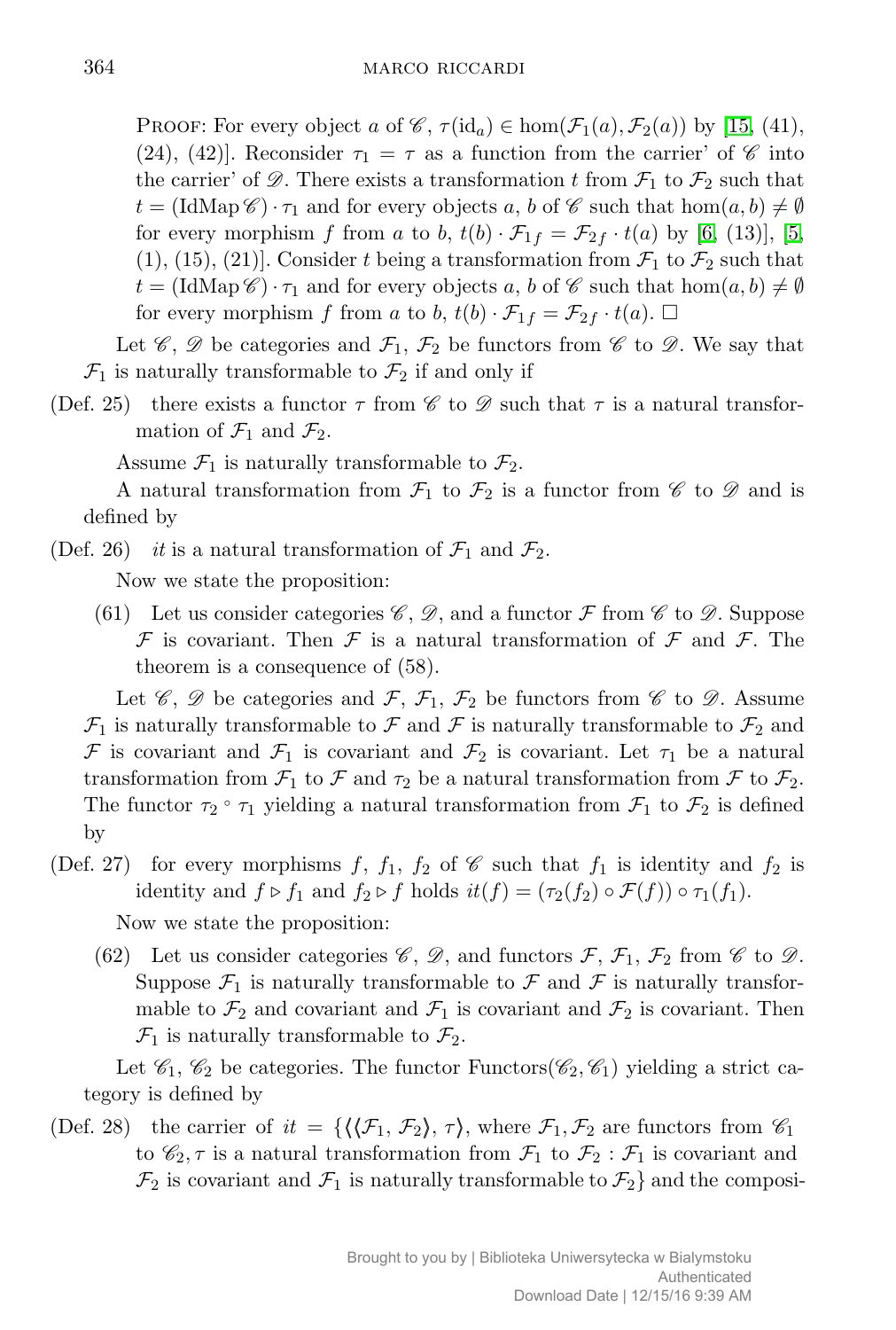Proof: For every object $a$ of $\mathscr{C}$, $\tau(\mathrm{id}_a) \in \hom(\mathcal{F}_1(a), \mathcal{F}_2(a))$ by [15, (41), (24), (42)]. Reconsider $\tau_1 = \tau$ as a function from the carrier' of $\mathscr{C}$ into the carrier' of $\mathscr{D}$. There exists a transformation $t$ from $\mathcal{F}_1$ to $\mathcal{F}_2$ such that $t = (\mathrm{IdMap}\,\mathscr{C}) \cdot \tau_1$ and for every objects $a$, $b$ of $\mathscr{C}$ such that $\hom(a, b) \neq \emptyset$ for every morphism $f$ from $a$ to $b$, $t(b) \cdot \mathcal{F}_{1f} = \mathcal{F}_{2f} \cdot t(a)$ by [6, (13)], [5, (1), (15), (21)]. Consider $t$ being a transformation from $\mathcal{F}_1$ to $\mathcal{F}_2$ such that $t = (\mathrm{IdMap}\,\mathscr{C}) \cdot \tau_1$ and for every objects $a$, $b$ of $\mathscr{C}$ such that $\hom(a, b) \neq \emptyset$ for every morphism $f$ from $a$ to $b$, $t(b) \cdot \mathcal{F}_{1f} = \mathcal{F}_{2f} \cdot t(a)$. $\square$

Let $\mathscr{C}$, $\mathscr{D}$ be categories and $\mathcal{F}_1$, $\mathcal{F}_2$ be functors from $\mathscr{C}$ to $\mathscr{D}$. We say that $\mathcal{F}_1$ is naturally transformable to $\mathcal{F}_2$ if and only if

(Def. 25) there exists a functor $\tau$ from $\mathscr{C}$ to $\mathscr{D}$ such that $\tau$ is a natural transformation of $\mathcal{F}_1$ and $\mathcal{F}_2$.

Assume $\mathcal{F}_1$ is naturally transformable to $\mathcal{F}_2$.

A natural transformation from $\mathcal{F}_1$ to $\mathcal{F}_2$ is a functor from $\mathscr{C}$ to $\mathscr{D}$ and is defined by

(Def. 26) *it* is a natural transformation of $\mathcal{F}_1$ and $\mathcal{F}_2$.

Now we state the proposition:

(61) Let us consider categories $\mathscr{C}$, $\mathscr{D}$, and a functor $\mathcal{F}$ from $\mathscr{C}$ to $\mathscr{D}$. Suppose $\mathcal{F}$ is covariant. Then $\mathcal{F}$ is a natural transformation of $\mathcal{F}$ and $\mathcal{F}$. The theorem is a consequence of (58).

Let $\mathscr{C}$, $\mathscr{D}$ be categories and $\mathcal{F}$, $\mathcal{F}_1$, $\mathcal{F}_2$ be functors from $\mathscr{C}$ to $\mathscr{D}$. Assume $\mathcal{F}_1$ is naturally transformable to $\mathcal{F}$ and $\mathcal{F}$ is naturally transformable to $\mathcal{F}_2$ and $\mathcal{F}$ is covariant and $\mathcal{F}_1$ is covariant and $\mathcal{F}_2$ is covariant. Let $\tau_1$ be a natural transformation from $\mathcal{F}_1$ to $\mathcal{F}$ and $\tau_2$ be a natural transformation from $\mathcal{F}$ to $\mathcal{F}_2$. The functor $\tau_2 \circ \tau_1$ yielding a natural transformation from $\mathcal{F}_1$ to $\mathcal{F}_2$ is defined by

(Def. 27) for every morphisms $f$, $f_1$, $f_2$ of $\mathscr{C}$ such that $f_1$ is identity and $f_2$ is identity and $f \rhd f_1$ and $f_2 \rhd f$ holds $it(f) = (\tau_2(f_2) \circ \mathcal{F}(f)) \circ \tau_1(f_1)$.

Now we state the proposition:

(62) Let us consider categories $\mathscr{C}$, $\mathscr{D}$, and functors $\mathcal{F}$, $\mathcal{F}_1$, $\mathcal{F}_2$ from $\mathscr{C}$ to $\mathscr{D}$. Suppose $\mathcal{F}_1$ is naturally transformable to $\mathcal{F}$ and $\mathcal{F}$ is naturally transformable to $\mathcal{F}_2$ and covariant and $\mathcal{F}_1$ is covariant and $\mathcal{F}_2$ is covariant. Then $\mathcal{F}_1$ is naturally transformable to $\mathcal{F}_2$.

Let $\mathscr{C}_1$, $\mathscr{C}_2$ be categories. The functor $\mathrm{Functors}(\mathscr{C}_2, \mathscr{C}_1)$ yielding a strict category is defined by

(Def. 28) the carrier of $it = \{\langle\langle \mathcal{F}_1, \mathcal{F}_2 \rangle, \tau\rangle$, where $\mathcal{F}_1, \mathcal{F}_2$ are functors from $\mathscr{C}_1$ to $\mathscr{C}_2, \tau$ is a natural transformation from $\mathcal{F}_1$ to $\mathcal{F}_2$ : $\mathcal{F}_1$ is covariant and $\mathcal{F}_2$ is covariant and $\mathcal{F}_1$ is naturally transformable to $\mathcal{F}_2\}$ and the composi-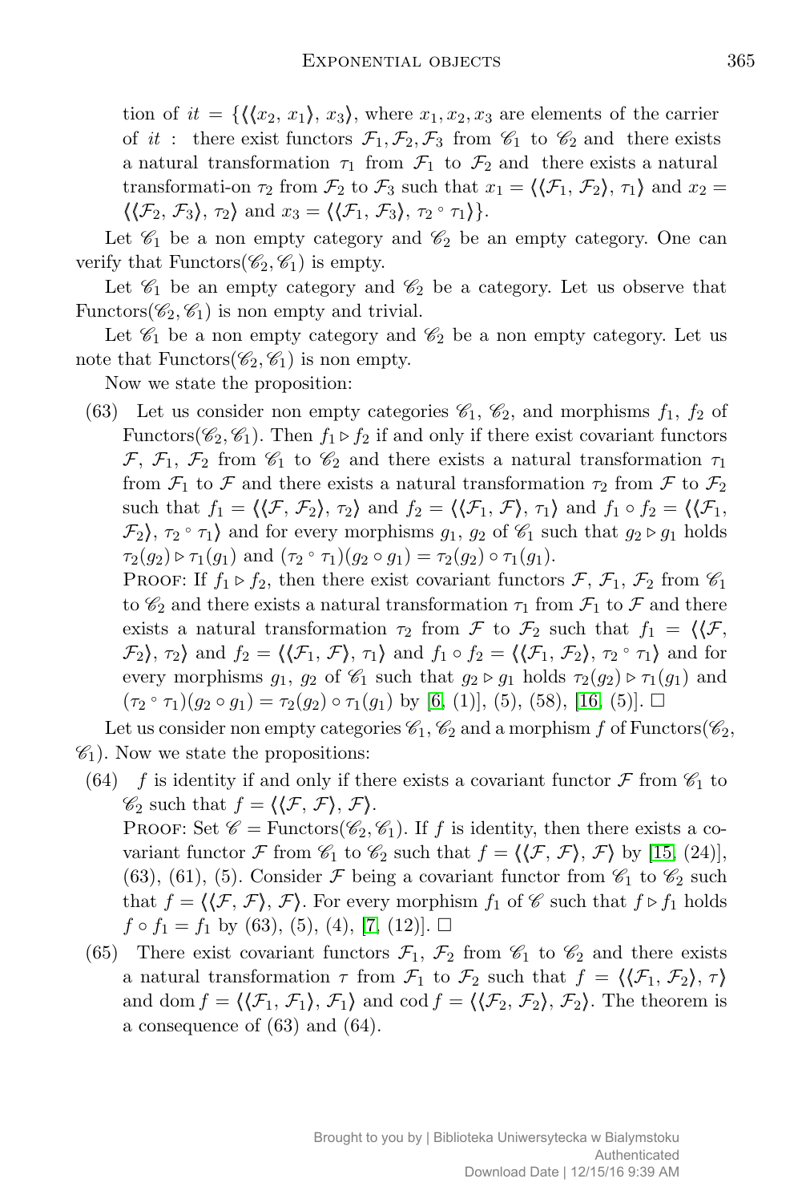tion of $it = \{\langle\langle x_2, x_1\rangle, x_3\rangle$, where $x_1, x_2, x_3$ are elements of the carrier of $it$ : there exist functors $\mathcal{F}_1, \mathcal{F}_2, \mathcal{F}_3$ from $\mathscr{C}_1$ to $\mathscr{C}_2$ and there exists a natural transformation $\tau_1$ from $\mathcal{F}_1$ to $\mathcal{F}_2$ and there exists a natural transformati-on $\tau_2$ from $\mathcal{F}_2$ to $\mathcal{F}_3$ such that $x_1 = \langle\langle \mathcal{F}_1, \mathcal{F}_2\rangle, \tau_1\rangle$ and $x_2 = \langle\langle \mathcal{F}_2, \mathcal{F}_3\rangle, \tau_2\rangle$ and $x_3 = \langle\langle \mathcal{F}_1, \mathcal{F}_3\rangle, \tau_2 \circ \tau_1\rangle\}$.

Let $\mathscr{C}_1$ be a non empty category and $\mathscr{C}_2$ be an empty category. One can verify that Functors$(\mathscr{C}_2, \mathscr{C}_1)$ is empty.

Let $\mathscr{C}_1$ be an empty category and $\mathscr{C}_2$ be a category. Let us observe that Functors$(\mathscr{C}_2, \mathscr{C}_1)$ is non empty and trivial.

Let $\mathscr{C}_1$ be a non empty category and $\mathscr{C}_2$ be a non empty category. Let us note that Functors$(\mathscr{C}_2, \mathscr{C}_1)$ is non empty.

Now we state the proposition:

(63) Let us consider non empty categories $\mathscr{C}_1$, $\mathscr{C}_2$, and morphisms $f_1$, $f_2$ of Functors$(\mathscr{C}_2, \mathscr{C}_1)$. Then $f_1 \triangleright f_2$ if and only if there exist covariant functors $\mathcal{F}$, $\mathcal{F}_1$, $\mathcal{F}_2$ from $\mathscr{C}_1$ to $\mathscr{C}_2$ and there exists a natural transformation $\tau_1$ from $\mathcal{F}_1$ to $\mathcal{F}$ and there exists a natural transformation $\tau_2$ from $\mathcal{F}$ to $\mathcal{F}_2$ such that $f_1 = \langle\langle \mathcal{F}, \mathcal{F}_2\rangle, \tau_2\rangle$ and $f_2 = \langle\langle \mathcal{F}_1, \mathcal{F}\rangle, \tau_1\rangle$ and $f_1 \circ f_2 = \langle\langle \mathcal{F}_1, \mathcal{F}_2\rangle, \tau_2 \circ \tau_1\rangle$ and for every morphisms $g_1$, $g_2$ of $\mathscr{C}_1$ such that $g_2 \triangleright g_1$ holds $\tau_2(g_2) \triangleright \tau_1(g_1)$ and $(\tau_2 \circ \tau_1)(g_2 \circ g_1) = \tau_2(g_2) \circ \tau_1(g_1)$.
PROOF: If $f_1 \triangleright f_2$, then there exist covariant functors $\mathcal{F}$, $\mathcal{F}_1$, $\mathcal{F}_2$ from $\mathscr{C}_1$ to $\mathscr{C}_2$ and there exists a natural transformation $\tau_1$ from $\mathcal{F}_1$ to $\mathcal{F}$ and there exists a natural transformation $\tau_2$ from $\mathcal{F}$ to $\mathcal{F}_2$ such that $f_1 = \langle\langle \mathcal{F}, \mathcal{F}_2\rangle, \tau_2\rangle$ and $f_2 = \langle\langle \mathcal{F}_1, \mathcal{F}\rangle, \tau_1\rangle$ and $f_1 \circ f_2 = \langle\langle \mathcal{F}_1, \mathcal{F}_2\rangle, \tau_2 \circ \tau_1\rangle$ and for every morphisms $g_1$, $g_2$ of $\mathscr{C}_1$ such that $g_2 \triangleright g_1$ holds $\tau_2(g_2) \triangleright \tau_1(g_1)$ and $(\tau_2 \circ \tau_1)(g_2 \circ g_1) = \tau_2(g_2) \circ \tau_1(g_1)$ by [6, (1)], (5), (58), [16, (5)]. $\square$

Let us consider non empty categories $\mathscr{C}_1$, $\mathscr{C}_2$ and a morphism $f$ of Functors$(\mathscr{C}_2, \mathscr{C}_1)$. Now we state the propositions:

(64) $f$ is identity if and only if there exists a covariant functor $\mathcal{F}$ from $\mathscr{C}_1$ to $\mathscr{C}_2$ such that $f = \langle\langle \mathcal{F}, \mathcal{F}\rangle, \mathcal{F}\rangle$.
PROOF: Set $\mathscr{C} = $ Functors$(\mathscr{C}_2, \mathscr{C}_1)$. If $f$ is identity, then there exists a covariant functor $\mathcal{F}$ from $\mathscr{C}_1$ to $\mathscr{C}_2$ such that $f = \langle\langle \mathcal{F}, \mathcal{F}\rangle, \mathcal{F}\rangle$ by [15, (24)], (63), (61), (5). Consider $\mathcal{F}$ being a covariant functor from $\mathscr{C}_1$ to $\mathscr{C}_2$ such that $f = \langle\langle \mathcal{F}, \mathcal{F}\rangle, \mathcal{F}\rangle$. For every morphism $f_1$ of $\mathscr{C}$ such that $f \triangleright f_1$ holds $f \circ f_1 = f_1$ by (63), (5), (4), [7, (12)]. $\square$

(65) There exist covariant functors $\mathcal{F}_1$, $\mathcal{F}_2$ from $\mathscr{C}_1$ to $\mathscr{C}_2$ and there exists a natural transformation $\tau$ from $\mathcal{F}_1$ to $\mathcal{F}_2$ such that $f = \langle\langle \mathcal{F}_1, \mathcal{F}_2\rangle, \tau\rangle$ and $\operatorname{dom} f = \langle\langle \mathcal{F}_1, \mathcal{F}_1\rangle, \mathcal{F}_1\rangle$ and $\operatorname{cod} f = \langle\langle \mathcal{F}_2, \mathcal{F}_2\rangle, \mathcal{F}_2\rangle$. The theorem is a consequence of (63) and (64).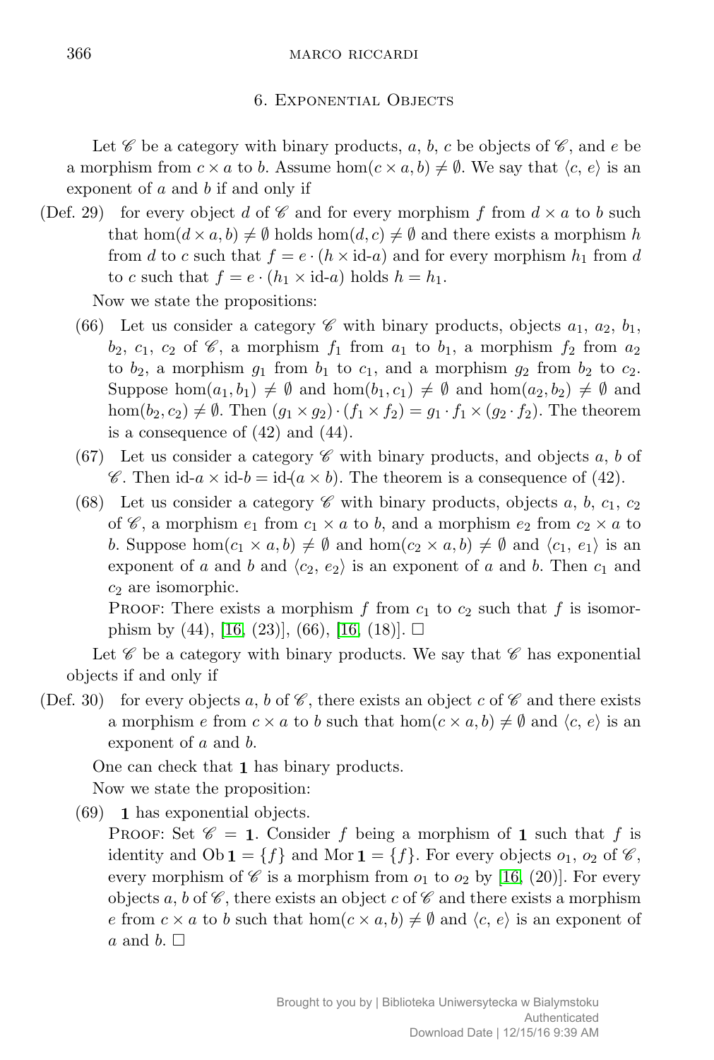## 6. Exponential Objects

Let $\mathscr{C}$ be a category with binary products, $a$, $b$, $c$ be objects of $\mathscr{C}$, and $e$ be a morphism from $c \times a$ to $b$. Assume $\hom(c \times a, b) \neq \emptyset$. We say that $\langle c, e \rangle$ is an exponent of $a$ and $b$ if and only if

(Def. 29) for every object $d$ of $\mathscr{C}$ and for every morphism $f$ from $d \times a$ to $b$ such that $\hom(d \times a, b) \neq \emptyset$ holds $\hom(d, c) \neq \emptyset$ and there exists a morphism $h$ from $d$ to $c$ such that $f = e \cdot (h \times \text{id-}a)$ and for every morphism $h_1$ from $d$ to $c$ such that $f = e \cdot (h_1 \times \text{id-}a)$ holds $h = h_1$.

Now we state the propositions:

(66) Let us consider a category $\mathscr{C}$ with binary products, objects $a_1$, $a_2$, $b_1$, $b_2$, $c_1$, $c_2$ of $\mathscr{C}$, a morphism $f_1$ from $a_1$ to $b_1$, a morphism $f_2$ from $a_2$ to $b_2$, a morphism $g_1$ from $b_1$ to $c_1$, and a morphism $g_2$ from $b_2$ to $c_2$. Suppose $\hom(a_1, b_1) \neq \emptyset$ and $\hom(b_1, c_1) \neq \emptyset$ and $\hom(a_2, b_2) \neq \emptyset$ and $\hom(b_2, c_2) \neq \emptyset$. Then $(g_1 \times g_2) \cdot (f_1 \times f_2) = g_1 \cdot f_1 \times (g_2 \cdot f_2)$. The theorem is a consequence of (42) and (44).

(67) Let us consider a category $\mathscr{C}$ with binary products, and objects $a$, $b$ of $\mathscr{C}$. Then $\text{id-}a \times \text{id-}b = \text{id-}(a \times b)$. The theorem is a consequence of (42).

(68) Let us consider a category $\mathscr{C}$ with binary products, objects $a$, $b$, $c_1$, $c_2$ of $\mathscr{C}$, a morphism $e_1$ from $c_1 \times a$ to $b$, and a morphism $e_2$ from $c_2 \times a$ to $b$. Suppose $\hom(c_1 \times a, b) \neq \emptyset$ and $\hom(c_2 \times a, b) \neq \emptyset$ and $\langle c_1, e_1 \rangle$ is an exponent of $a$ and $b$ and $\langle c_2, e_2 \rangle$ is an exponent of $a$ and $b$. Then $c_1$ and $c_2$ are isomorphic.

Proof: There exists a morphism $f$ from $c_1$ to $c_2$ such that $f$ is isomorphism by (44), [16, (23)], (66), [16, (18)]. □

Let $\mathscr{C}$ be a category with binary products. We say that $\mathscr{C}$ has exponential objects if and only if

(Def. 30) for every objects $a$, $b$ of $\mathscr{C}$, there exists an object $c$ of $\mathscr{C}$ and there exists a morphism $e$ from $c \times a$ to $b$ such that $\hom(c \times a, b) \neq \emptyset$ and $\langle c, e \rangle$ is an exponent of $a$ and $b$.

One can check that $\mathbf{1}$ has binary products.

Now we state the proposition:

(69) $\mathbf{1}$ has exponential objects.

Proof: Set $\mathscr{C} = \mathbf{1}$. Consider $f$ being a morphism of $\mathbf{1}$ such that $f$ is identity and $\text{Ob}\,\mathbf{1} = \{f\}$ and $\text{Mor}\,\mathbf{1} = \{f\}$. For every objects $o_1$, $o_2$ of $\mathscr{C}$, every morphism of $\mathscr{C}$ is a morphism from $o_1$ to $o_2$ by [16, (20)]. For every objects $a$, $b$ of $\mathscr{C}$, there exists an object $c$ of $\mathscr{C}$ and there exists a morphism $e$ from $c \times a$ to $b$ such that $\hom(c \times a, b) \neq \emptyset$ and $\langle c, e \rangle$ is an exponent of $a$ and $b$. □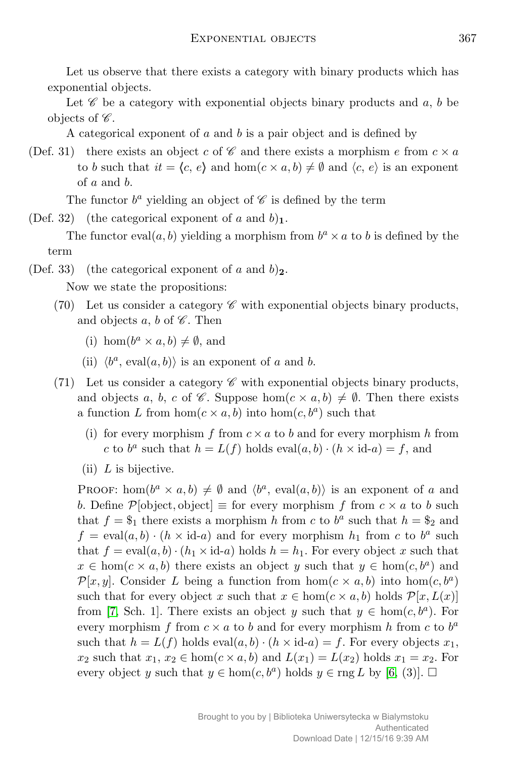Let us observe that there exists a category with binary products which has exponential objects.

Let $\mathscr{C}$ be a category with exponential objects binary products and $a$, $b$ be objects of $\mathscr{C}$.

A categorical exponent of $a$ and $b$ is a pair object and is defined by

(Def. 31) there exists an object $c$ of $\mathscr{C}$ and there exists a morphism $e$ from $c \times a$ to $b$ such that $it = \langle c, e \rangle$ and $\hom(c \times a, b) \neq \emptyset$ and $\langle c, e \rangle$ is an exponent of $a$ and $b$.

The functor $b^a$ yielding an object of $\mathscr{C}$ is defined by the term

(Def. 32) (the categorical exponent of $a$ and $b)_{\mathbf{1}}$.

The functor $\mathrm{eval}(a, b)$ yielding a morphism from $b^a \times a$ to $b$ is defined by the term

(Def. 33) (the categorical exponent of $a$ and $b)_{\mathbf{2}}$.

Now we state the propositions:

(70) Let us consider a category $\mathscr{C}$ with exponential objects binary products, and objects $a$, $b$ of $\mathscr{C}$. Then

  (i) $\hom(b^a \times a, b) \neq \emptyset$, and

  (ii) $\langle b^a, \mathrm{eval}(a, b) \rangle$ is an exponent of $a$ and $b$.

(71) Let us consider a category $\mathscr{C}$ with exponential objects binary products, and objects $a$, $b$, $c$ of $\mathscr{C}$. Suppose $\hom(c \times a, b) \neq \emptyset$. Then there exists a function $L$ from $\hom(c \times a, b)$ into $\hom(c, b^a)$ such that

  (i) for every morphism $f$ from $c \times a$ to $b$ and for every morphism $h$ from $c$ to $b^a$ such that $h = L(f)$ holds $\mathrm{eval}(a, b) \cdot (h \times \text{id-}a) = f$, and

  (ii) $L$ is bijective.

Proof: $\hom(b^a \times a, b) \neq \emptyset$ and $\langle b^a, \mathrm{eval}(a, b) \rangle$ is an exponent of $a$ and $b$. Define $\mathcal{P}[\text{object}, \text{object}] \equiv$ for every morphism $f$ from $c \times a$ to $b$ such that $f = \$_1$ there exists a morphism $h$ from $c$ to $b^a$ such that $h = \$_2$ and $f = \mathrm{eval}(a, b) \cdot (h \times \text{id-}a)$ and for every morphism $h_1$ from $c$ to $b^a$ such that $f = \mathrm{eval}(a, b) \cdot (h_1 \times \text{id-}a)$ holds $h = h_1$. For every object $x$ such that $x \in \hom(c \times a, b)$ there exists an object $y$ such that $y \in \hom(c, b^a)$ and $\mathcal{P}[x, y]$. Consider $L$ being a function from $\hom(c \times a, b)$ into $\hom(c, b^a)$ such that for every object $x$ such that $x \in \hom(c \times a, b)$ holds $\mathcal{P}[x, L(x)]$ from [7, Sch. 1]. There exists an object $y$ such that $y \in \hom(c, b^a)$. For every morphism $f$ from $c \times a$ to $b$ and for every morphism $h$ from $c$ to $b^a$ such that $h = L(f)$ holds $\mathrm{eval}(a, b) \cdot (h \times \text{id-}a) = f$. For every objects $x_1$, $x_2$ such that $x_1, x_2 \in \hom(c \times a, b)$ and $L(x_1) = L(x_2)$ holds $x_1 = x_2$. For every object $y$ such that $y \in \hom(c, b^a)$ holds $y \in \operatorname{rng} L$ by [6, (3)]. $\square$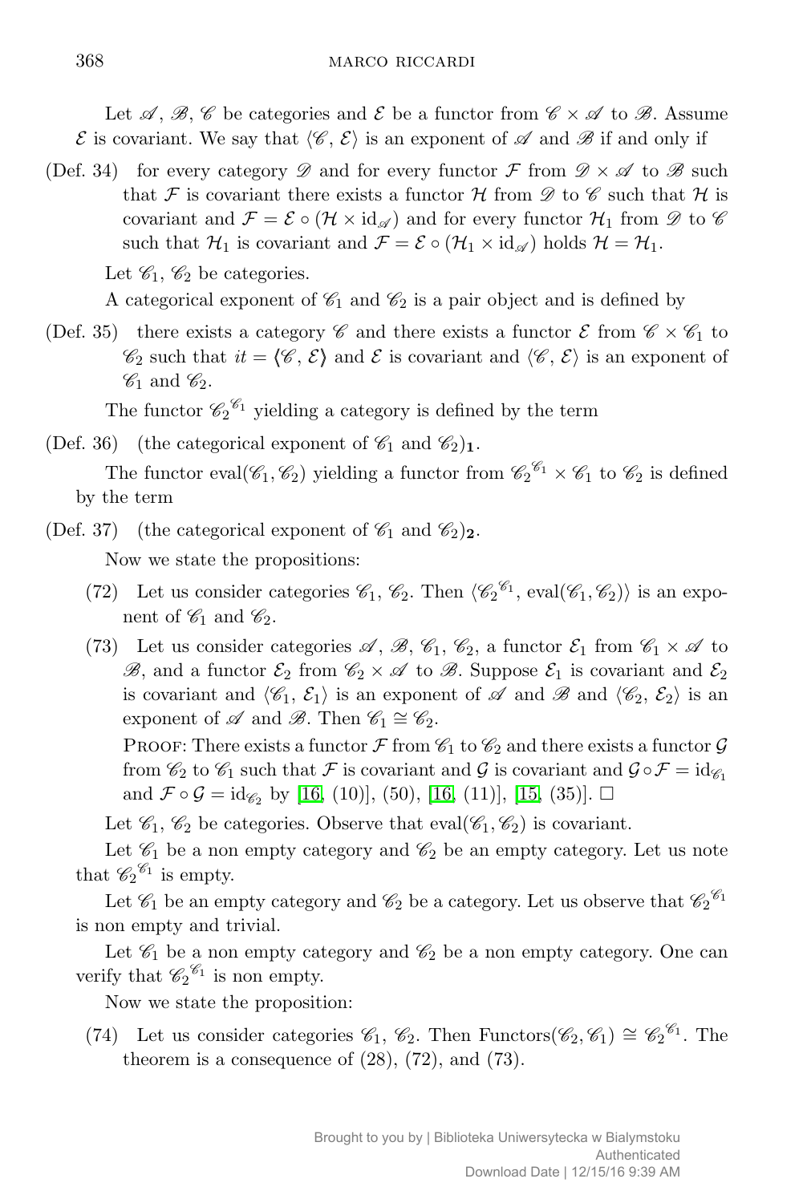Let $\mathscr{A}$, $\mathscr{B}$, $\mathscr{C}$ be categories and $\mathcal{E}$ be a functor from $\mathscr{C} \times \mathscr{A}$ to $\mathscr{B}$. Assume $\mathcal{E}$ is covariant. We say that $\langle \mathscr{C}, \mathcal{E} \rangle$ is an exponent of $\mathscr{A}$ and $\mathscr{B}$ if and only if

(Def. 34) for every category $\mathscr{D}$ and for every functor $\mathcal{F}$ from $\mathscr{D} \times \mathscr{A}$ to $\mathscr{B}$ such that $\mathcal{F}$ is covariant there exists a functor $\mathcal{H}$ from $\mathscr{D}$ to $\mathscr{C}$ such that $\mathcal{H}$ is covariant and $\mathcal{F} = \mathcal{E} \circ (\mathcal{H} \times \mathrm{id}_{\mathscr{A}})$ and for every functor $\mathcal{H}_1$ from $\mathscr{D}$ to $\mathscr{C}$ such that $\mathcal{H}_1$ is covariant and $\mathcal{F} = \mathcal{E} \circ (\mathcal{H}_1 \times \mathrm{id}_{\mathscr{A}})$ holds $\mathcal{H} = \mathcal{H}_1$.

Let $\mathscr{C}_1$, $\mathscr{C}_2$ be categories.

A categorical exponent of $\mathscr{C}_1$ and $\mathscr{C}_2$ is a pair object and is defined by

(Def. 35) there exists a category $\mathscr{C}$ and there exists a functor $\mathcal{E}$ from $\mathscr{C} \times \mathscr{C}_1$ to $\mathscr{C}_2$ such that $it = \langle \mathscr{C}, \mathcal{E} \rangle$ and $\mathcal{E}$ is covariant and $\langle \mathscr{C}, \mathcal{E} \rangle$ is an exponent of $\mathscr{C}_1$ and $\mathscr{C}_2$.

The functor ${\mathscr{C}_2}^{\mathscr{C}_1}$ yielding a category is defined by the term

(Def. 36) (the categorical exponent of $\mathscr{C}_1$ and $\mathscr{C}_2)_{\mathbf{1}}$.

The functor $\mathrm{eval}(\mathscr{C}_1, \mathscr{C}_2)$ yielding a functor from ${\mathscr{C}_2}^{\mathscr{C}_1} \times \mathscr{C}_1$ to $\mathscr{C}_2$ is defined by the term

(Def. 37) (the categorical exponent of $\mathscr{C}_1$ and $\mathscr{C}_2)_{\mathbf{2}}$.

Now we state the propositions:

(72) Let us consider categories $\mathscr{C}_1$, $\mathscr{C}_2$. Then $\langle {\mathscr{C}_2}^{\mathscr{C}_1}, \mathrm{eval}(\mathscr{C}_1, \mathscr{C}_2) \rangle$ is an exponent of $\mathscr{C}_1$ and $\mathscr{C}_2$.

(73) Let us consider categories $\mathscr{A}$, $\mathscr{B}$, $\mathscr{C}_1$, $\mathscr{C}_2$, a functor $\mathcal{E}_1$ from $\mathscr{C}_1 \times \mathscr{A}$ to $\mathscr{B}$, and a functor $\mathcal{E}_2$ from $\mathscr{C}_2 \times \mathscr{A}$ to $\mathscr{B}$. Suppose $\mathcal{E}_1$ is covariant and $\mathcal{E}_2$ is covariant and $\langle \mathscr{C}_1, \mathcal{E}_1 \rangle$ is an exponent of $\mathscr{A}$ and $\mathscr{B}$ and $\langle \mathscr{C}_2, \mathcal{E}_2 \rangle$ is an exponent of $\mathscr{A}$ and $\mathscr{B}$. Then $\mathscr{C}_1 \cong \mathscr{C}_2$.

PROOF: There exists a functor $\mathcal{F}$ from $\mathscr{C}_1$ to $\mathscr{C}_2$ and there exists a functor $\mathcal{G}$ from $\mathscr{C}_2$ to $\mathscr{C}_1$ such that $\mathcal{F}$ is covariant and $\mathcal{G}$ is covariant and $\mathcal{G} \circ \mathcal{F} = \mathrm{id}_{\mathscr{C}_1}$ and $\mathcal{F} \circ \mathcal{G} = \mathrm{id}_{\mathscr{C}_2}$ by [16, (10)], (50), [16, (11)], [15, (35)]. $\square$

Let $\mathscr{C}_1$, $\mathscr{C}_2$ be categories. Observe that $\mathrm{eval}(\mathscr{C}_1, \mathscr{C}_2)$ is covariant.

Let $\mathscr{C}_1$ be a non empty category and $\mathscr{C}_2$ be an empty category. Let us note that ${\mathscr{C}_2}^{\mathscr{C}_1}$ is empty.

Let $\mathscr{C}_1$ be an empty category and $\mathscr{C}_2$ be a category. Let us observe that ${\mathscr{C}_2}^{\mathscr{C}_1}$ is non empty and trivial.

Let $\mathscr{C}_1$ be a non empty category and $\mathscr{C}_2$ be a non empty category. One can verify that ${\mathscr{C}_2}^{\mathscr{C}_1}$ is non empty.

Now we state the proposition:

(74) Let us consider categories $\mathscr{C}_1$, $\mathscr{C}_2$. Then $\mathrm{Functors}(\mathscr{C}_2, \mathscr{C}_1) \cong {\mathscr{C}_2}^{\mathscr{C}_1}$. The theorem is a consequence of (28), (72), and (73).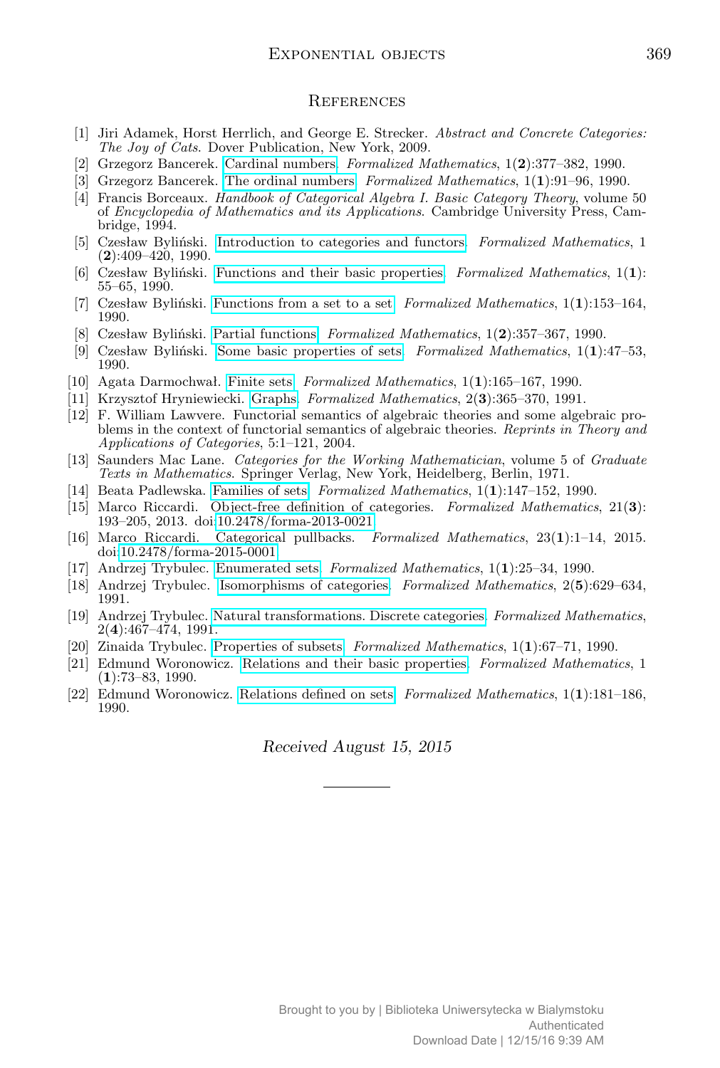## References

[1] Jiri Adamek, Horst Herrlich, and George E. Strecker. *Abstract and Concrete Categories: The Joy of Cats*. Dover Publication, New York, 2009.

[2] Grzegorz Bancerek. Cardinal numbers. *Formalized Mathematics*, 1(**2**):377–382, 1990.

[3] Grzegorz Bancerek. The ordinal numbers. *Formalized Mathematics*, 1(**1**):91–96, 1990.

[4] Francis Borceaux. *Handbook of Categorical Algebra I. Basic Category Theory*, volume 50 of *Encyclopedia of Mathematics and its Applications*. Cambridge University Press, Cambridge, 1994.

[5] Czesław Byliński. Introduction to categories and functors. *Formalized Mathematics*, 1 (**2**):409–420, 1990.

[6] Czesław Byliński. Functions and their basic properties. *Formalized Mathematics*, 1(**1**): 55–65, 1990.

[7] Czesław Byliński. Functions from a set to a set. *Formalized Mathematics*, 1(**1**):153–164, 1990.

[8] Czesław Byliński. Partial functions. *Formalized Mathematics*, 1(**2**):357–367, 1990.

[9] Czesław Byliński. Some basic properties of sets. *Formalized Mathematics*, 1(**1**):47–53, 1990.

[10] Agata Darmochwał. Finite sets. *Formalized Mathematics*, 1(**1**):165–167, 1990.

[11] Krzysztof Hryniewiecki. Graphs. *Formalized Mathematics*, 2(**3**):365–370, 1991.

[12] F. William Lawvere. Functorial semantics of algebraic theories and some algebraic problems in the context of functorial semantics of algebraic theories. *Reprints in Theory and Applications of Categories*, 5:1–121, 2004.

[13] Saunders Mac Lane. *Categories for the Working Mathematician*, volume 5 of *Graduate Texts in Mathematics*. Springer Verlag, New York, Heidelberg, Berlin, 1971.

[14] Beata Padlewska. Families of sets. *Formalized Mathematics*, 1(**1**):147–152, 1990.

[15] Marco Riccardi. Object-free definition of categories. *Formalized Mathematics*, 21(**3**): 193–205, 2013. doi:10.2478/forma-2013-0021.

[16] Marco Riccardi. Categorical pullbacks. *Formalized Mathematics*, 23(**1**):1–14, 2015. doi:10.2478/forma-2015-0001.

[17] Andrzej Trybulec. Enumerated sets. *Formalized Mathematics*, 1(**1**):25–34, 1990.

[18] Andrzej Trybulec. Isomorphisms of categories. *Formalized Mathematics*, 2(**5**):629–634, 1991.

[19] Andrzej Trybulec. Natural transformations. Discrete categories. *Formalized Mathematics*, 2(**4**):467–474, 1991.

[20] Zinaida Trybulec. Properties of subsets. *Formalized Mathematics*, 1(**1**):67–71, 1990.

[21] Edmund Woronowicz. Relations and their basic properties. *Formalized Mathematics*, 1 (**1**):73–83, 1990.

[22] Edmund Woronowicz. Relations defined on sets. *Formalized Mathematics*, 1(**1**):181–186, 1990.

*Received August 15, 2015*